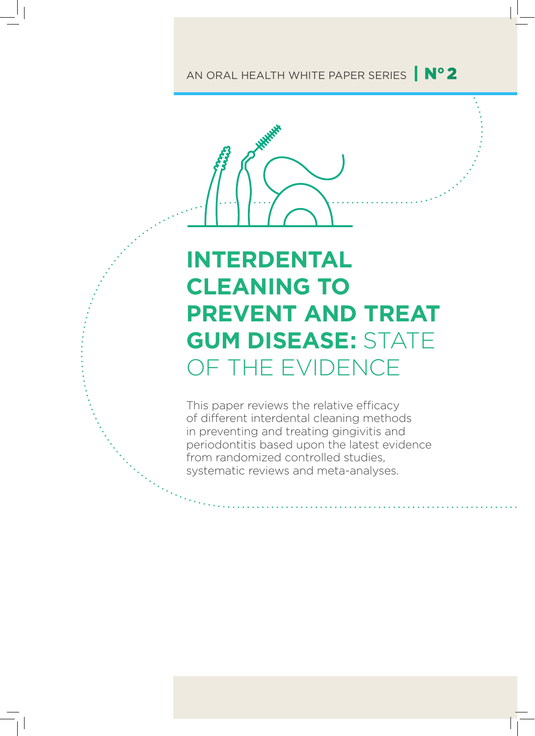AN ORAL HEALTH WHITE PAPER SERIES | N°2

# INTERDENTAL CLEANING TO PREVENT AND TREAT GUM DISEASE: STATE OF THE EVIDENCE

This paper reviews the relative efficacy of different interdental cleaning methods in preventing and treating gingivitis and periodontitis based upon the latest evidence from randomized controlled studies, systematic reviews and meta-analyses.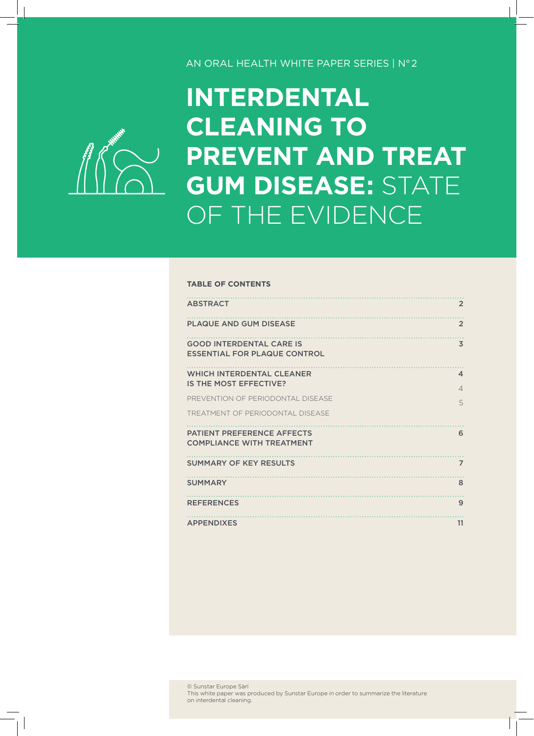AN ORAL HEALTH WHITE PAPER SERIES | N° 2

# INTERDENTAL CLEANING TO PREVENT AND TREAT GUM DISEASE: STATE OF THE EVIDENCE

**TABLE OF CONTENTS**

| | |
|---|---|
| ABSTRACT | 2 |
| PLAQUE AND GUM DISEASE | 2 |
| GOOD INTERDENTAL CARE IS ESSENTIAL FOR PLAQUE CONTROL | 3 |
| WHICH INTERDENTAL CLEANER IS THE MOST EFFECTIVE? | 4 |
| PREVENTION OF PERIODONTAL DISEASE | 4 |
| TREATMENT OF PERIODONTAL DISEASE | 5 |
| PATIENT PREFERENCE AFFECTS COMPLIANCE WITH TREATMENT | 6 |
| SUMMARY OF KEY RESULTS | 7 |
| SUMMARY | 8 |
| REFERENCES | 9 |
| APPENDIXES | 11 |

© Sunstar Europe Sàrl
This white paper was produced by Sunstar Europe in order to summarize the literature on interdental cleaning.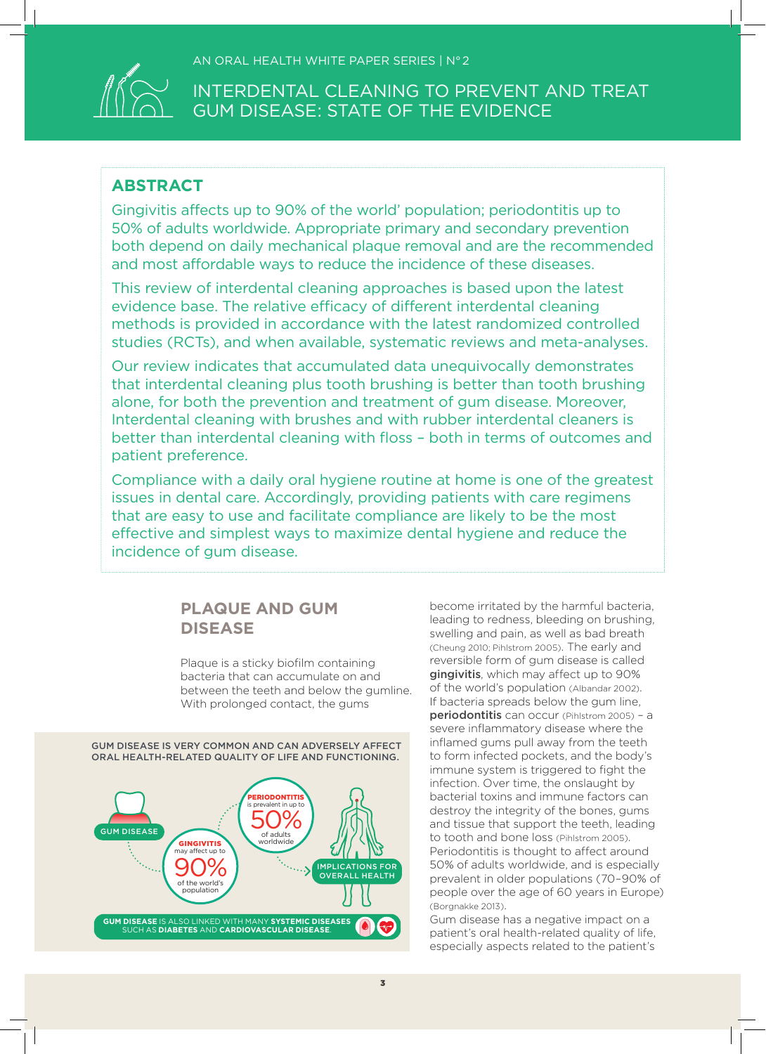AN ORAL HEALTH WHITE PAPER SERIES | N° 2

# INTERDENTAL CLEANING TO PREVENT AND TREAT GUM DISEASE: STATE OF THE EVIDENCE

## ABSTRACT

Gingivitis affects up to 90% of the world' population; periodontitis up to 50% of adults worldwide. Appropriate primary and secondary prevention both depend on daily mechanical plaque removal and are the recommended and most affordable ways to reduce the incidence of these diseases.

This review of interdental cleaning approaches is based upon the latest evidence base. The relative efficacy of different interdental cleaning methods is provided in accordance with the latest randomized controlled studies (RCTs), and when available, systematic reviews and meta-analyses.

Our review indicates that accumulated data unequivocally demonstrates that interdental cleaning plus tooth brushing is better than tooth brushing alone, for both the prevention and treatment of gum disease. Moreover, Interdental cleaning with brushes and with rubber interdental cleaners is better than interdental cleaning with floss – both in terms of outcomes and patient preference.

Compliance with a daily oral hygiene routine at home is one of the greatest issues in dental care. Accordingly, providing patients with care regimens that are easy to use and facilitate compliance are likely to be the most effective and simplest ways to maximize dental hygiene and reduce the incidence of gum disease.

## PLAQUE AND GUM DISEASE

Plaque is a sticky biofilm containing bacteria that can accumulate on and between the teeth and below the gumline. With prolonged contact, the gums become irritated by the harmful bacteria, leading to redness, bleeding on brushing, swelling and pain, as well as bad breath (Cheung 2010; Pihlstrom 2005). The early and reversible form of gum disease is called **gingivitis**, which may affect up to 90% of the world's population (Albandar 2002). If bacteria spreads below the gum line, **periodontitis** can occur (Pihlstrom 2005) – a severe inflammatory disease where the inflamed gums pull away from the teeth to form infected pockets, and the body's immune system is triggered to fight the infection. Over time, the onslaught by bacterial toxins and immune factors can destroy the integrity of the bones, gums and tissue that support the teeth, leading to tooth and bone loss (Pihlstrom 2005). Periodontitis is thought to affect around 50% of adults worldwide, and is especially prevalent in older populations (70–90% of people over the age of 60 years in Europe) (Borgnakke 2013).

Gum disease has a negative impact on a patient's oral health-related quality of life, especially aspects related to the patient's

GUM DISEASE IS VERY COMMON AND CAN ADVERSELY AFFECT ORAL HEALTH-RELATED QUALITY OF LIFE AND FUNCTIONING.

GUM DISEASE

GINGIVITIS may affect up to 90% of the world's population

PERIODONTITIS is prevalent in up to 50% of adults worldwide

IMPLICATIONS FOR OVERALL HEALTH

**GUM DISEASE** IS ALSO LINKED WITH MANY **SYSTEMIC DISEASES** SUCH AS **DIABETES** AND **CARDIOVASCULAR DISEASE**.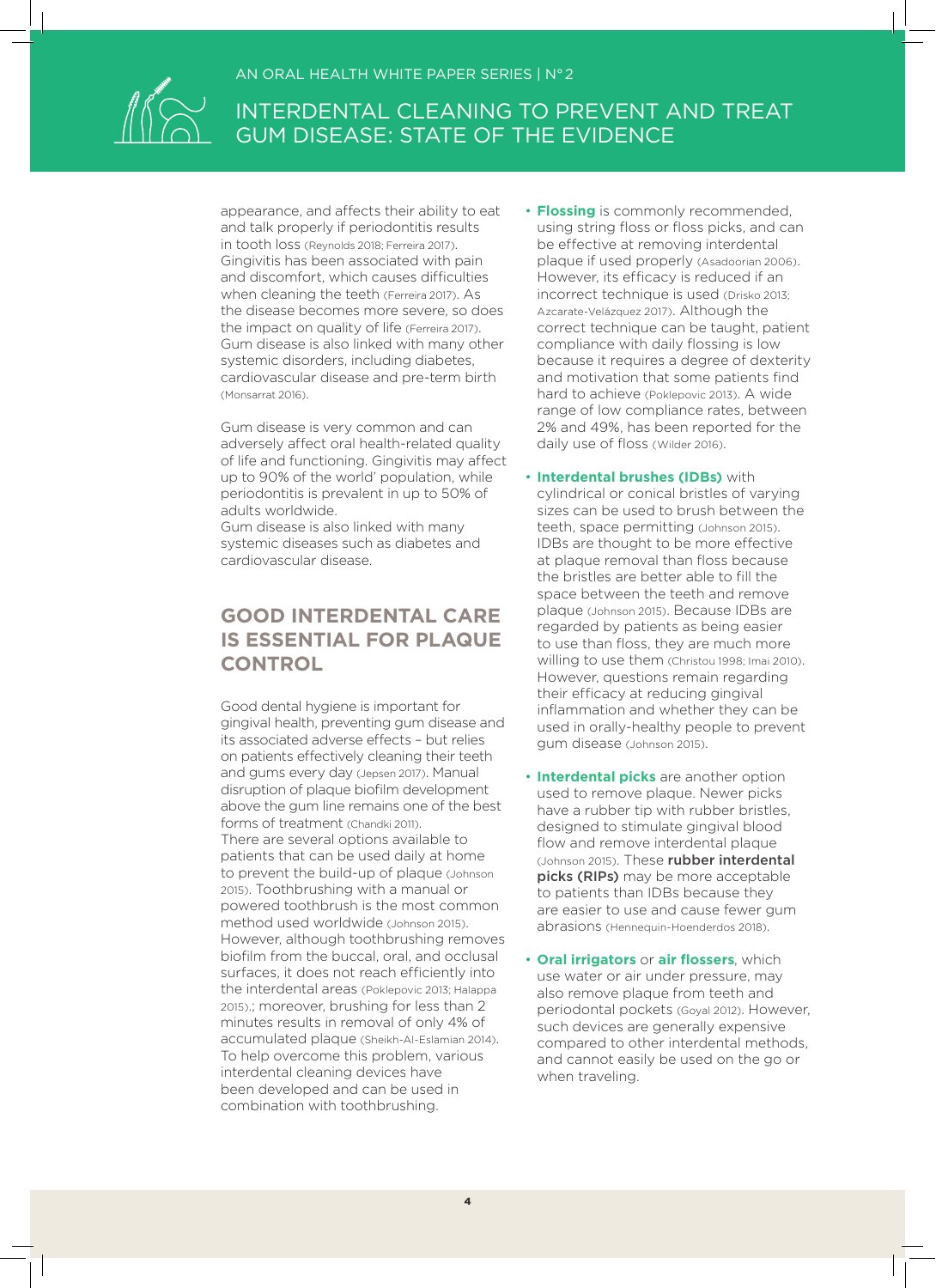appearance, and affects their ability to eat and talk properly if periodontitis results in tooth loss (Reynolds 2018; Ferreira 2017). Gingivitis has been associated with pain and discomfort, which causes difficulties when cleaning the teeth (Ferreira 2017). As the disease becomes more severe, so does the impact on quality of life (Ferreira 2017). Gum disease is also linked with many other systemic disorders, including diabetes, cardiovascular disease and pre-term birth (Monsarrat 2016).

Gum disease is very common and can adversely affect oral health-related quality of life and functioning. Gingivitis may affect up to 90% of the world' population, while periodontitis is prevalent in up to 50% of adults worldwide.
Gum disease is also linked with many systemic diseases such as diabetes and cardiovascular disease.

## GOOD INTERDENTAL CARE IS ESSENTIAL FOR PLAQUE CONTROL

Good dental hygiene is important for gingival health, preventing gum disease and its associated adverse effects – but relies on patients effectively cleaning their teeth and gums every day (Jepsen 2017). Manual disruption of plaque biofilm development above the gum line remains one of the best forms of treatment (Chandki 2011).
There are several options available to patients that can be used daily at home to prevent the build-up of plaque (Johnson 2015). Toothbrushing with a manual or powered toothbrush is the most common method used worldwide (Johnson 2015). However, although toothbrushing removes biofilm from the buccal, oral, and occlusal surfaces, it does not reach efficiently into the interdental areas (Poklepovic 2013; Halappa 2015).; moreover, brushing for less than 2 minutes results in removal of only 4% of accumulated plaque (Sheikh-Al-Eslamian 2014). To help overcome this problem, various interdental cleaning devices have been developed and can be used in combination with toothbrushing.

- **Flossing** is commonly recommended, using string floss or floss picks, and can be effective at removing interdental plaque if used properly (Asadoorian 2006). However, its efficacy is reduced if an incorrect technique is used (Drisko 2013; Azcarate-Velázquez 2017). Although the correct technique can be taught, patient compliance with daily flossing is low because it requires a degree of dexterity and motivation that some patients find hard to achieve (Poklepovic 2013). A wide range of low compliance rates, between 2% and 49%, has been reported for the daily use of floss (Wilder 2016).

- **Interdental brushes (IDBs)** with cylindrical or conical bristles of varying sizes can be used to brush between the teeth, space permitting (Johnson 2015). IDBs are thought to be more effective at plaque removal than floss because the bristles are better able to fill the space between the teeth and remove plaque (Johnson 2015). Because IDBs are regarded by patients as being easier to use than floss, they are much more willing to use them (Christou 1998; Imai 2010). However, questions remain regarding their efficacy at reducing gingival inflammation and whether they can be used in orally-healthy people to prevent gum disease (Johnson 2015).

- **Interdental picks** are another option used to remove plaque. Newer picks have a rubber tip with rubber bristles, designed to stimulate gingival blood flow and remove interdental plaque (Johnson 2015). These **rubber interdental picks (RIPs)** may be more acceptable to patients than IDBs because they are easier to use and cause fewer gum abrasions (Hennequin-Hoenderdos 2018).

- **Oral irrigators** or **air flossers**, which use water or air under pressure, may also remove plaque from teeth and periodontal pockets (Goyal 2012). However, such devices are generally expensive compared to other interdental methods, and cannot easily be used on the go or when traveling.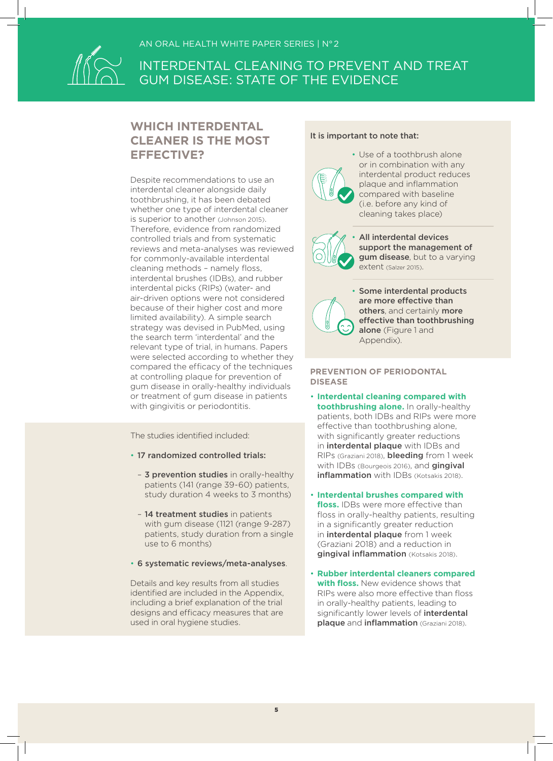## WHICH INTERDENTAL CLEANER IS THE MOST EFFECTIVE?

Despite recommendations to use an interdental cleaner alongside daily toothbrushing, it has been debated whether one type of interdental cleaner is superior to another (Johnson 2015). Therefore, evidence from randomized controlled trials and from systematic reviews and meta-analyses was reviewed for commonly-available interdental cleaning methods – namely floss, interdental brushes (IDBs), and rubber interdental picks (RIPs) (water- and air-driven options were not considered because of their higher cost and more limited availability). A simple search strategy was devised in PubMed, using the search term 'interdental' and the relevant type of trial, in humans. Papers were selected according to whether they compared the efficacy of the techniques at controlling plaque for prevention of gum disease in orally-healthy individuals or treatment of gum disease in patients with gingivitis or periodontitis.

The studies identified included:

- **17 randomized controlled trials:**
  - **3 prevention studies** in orally-healthy patients (141 (range 39-60) patients, study duration 4 weeks to 3 months)
  - **14 treatment studies** in patients with gum disease (1121 (range 9-287) patients, study duration from a single use to 6 months)
- **6 systematic reviews/meta-analyses**.

Details and key results from all studies identified are included in the Appendix, including a brief explanation of the trial designs and efficacy measures that are used in oral hygiene studies.

**It is important to note that:**

- Use of a toothbrush alone or in combination with any interdental product reduces plaque and inflammation compared with baseline (i.e. before any kind of cleaning takes place)
- **All interdental devices support the management of gum disease**, but to a varying extent (Salzer 2015).
- **Some interdental products are more effective than others**, and certainly **more effective than toothbrushing alone** (Figure 1 and Appendix).

### PREVENTION OF PERIODONTAL DISEASE

- **Interdental cleaning compared with toothbrushing alone.** In orally-healthy patients, both IDBs and RIPs were more effective than toothbrushing alone, with significantly greater reductions in **interdental plaque** with IDBs and RIPs (Graziani 2018), **bleeding** from 1 week with IDBs (Bourgeois 2016), and **gingival inflammation** with IDBs (Kotsakis 2018).
- **Interdental brushes compared with floss.** IDBs were more effective than floss in orally-healthy patients, resulting in a significantly greater reduction in **interdental plaque** from 1 week (Graziani 2018) and a reduction in **gingival inflammation** (Kotsakis 2018).
- **Rubber interdental cleaners compared with floss.** New evidence shows that RIPs were also more effective than floss in orally-healthy patients, leading to significantly lower levels of **interdental plaque** and **inflammation** (Graziani 2018).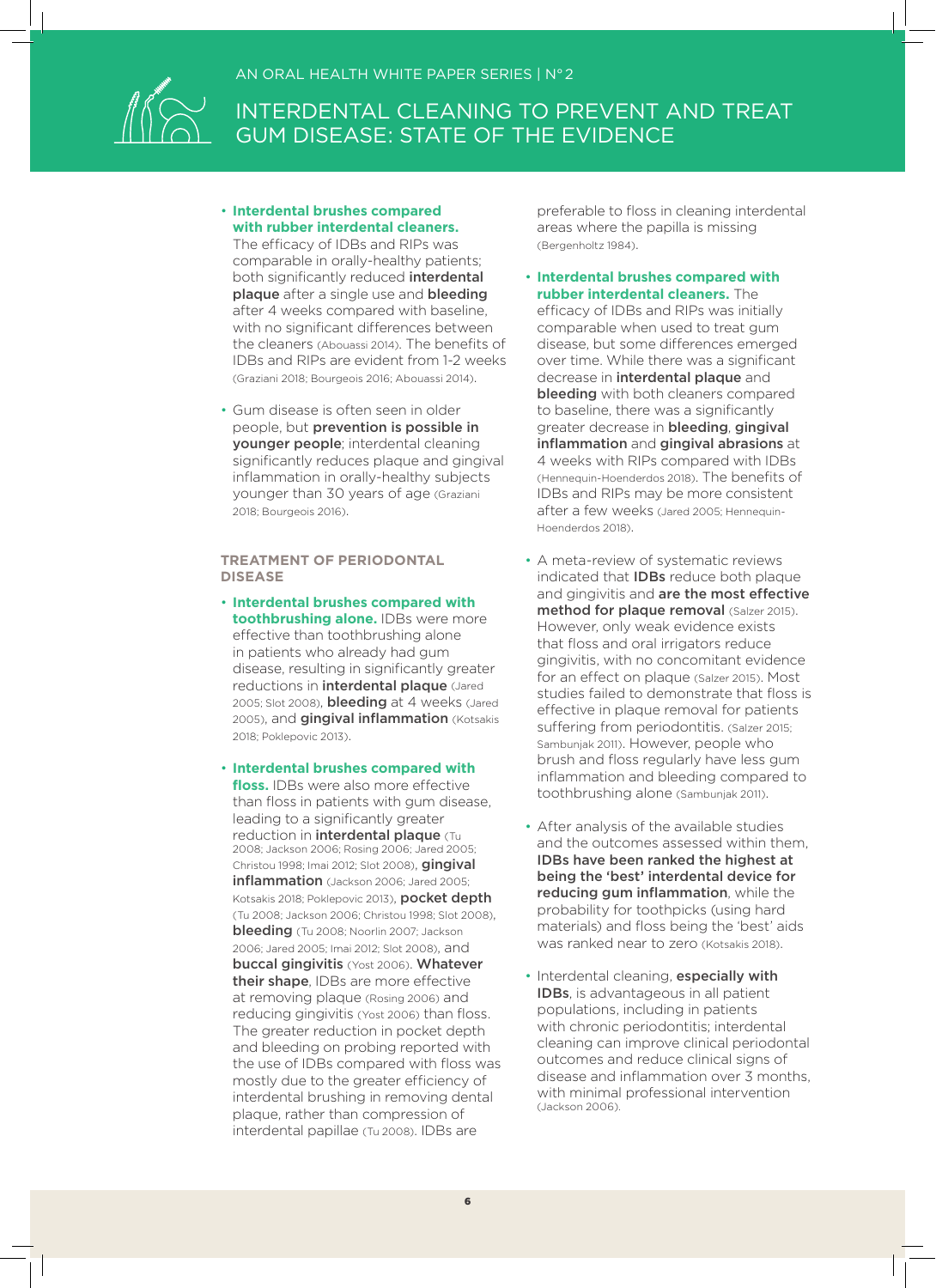- **Interdental brushes compared with rubber interdental cleaners.** The efficacy of IDBs and RIPs was comparable in orally-healthy patients; both significantly reduced **interdental plaque** after a single use and **bleeding** after 4 weeks compared with baseline, with no significant differences between the cleaners (Abouassi 2014). The benefits of IDBs and RIPs are evident from 1-2 weeks (Graziani 2018; Bourgeois 2016; Abouassi 2014).

- Gum disease is often seen in older people, but **prevention is possible in younger people**; interdental cleaning significantly reduces plaque and gingival inflammation in orally-healthy subjects younger than 30 years of age (Graziani 2018; Bourgeois 2016).

### TREATMENT OF PERIODONTAL DISEASE

- **Interdental brushes compared with toothbrushing alone.** IDBs were more effective than toothbrushing alone in patients who already had gum disease, resulting in significantly greater reductions in **interdental plaque** (Jared 2005; Slot 2008), **bleeding** at 4 weeks (Jared 2005), and **gingival inflammation** (Kotsakis 2018; Poklepovic 2013).

- **Interdental brushes compared with floss.** IDBs were also more effective than floss in patients with gum disease, leading to a significantly greater reduction in **interdental plaque** (Tu 2008; Jackson 2006; Rosing 2006; Jared 2005; Christou 1998; Imai 2012; Slot 2008), **gingival inflammation** (Jackson 2006; Jared 2005; Kotsakis 2018; Poklepovic 2013), **pocket depth** (Tu 2008; Jackson 2006; Christou 1998; Slot 2008), **bleeding** (Tu 2008; Noorlin 2007; Jackson 2006; Jared 2005; Imai 2012; Slot 2008), and **buccal gingivitis** (Yost 2006). **Whatever their shape**, IDBs are more effective at removing plaque (Rosing 2006) and reducing gingivitis (Yost 2006) than floss. The greater reduction in pocket depth and bleeding on probing reported with the use of IDBs compared with floss was mostly due to the greater efficiency of interdental brushing in removing dental plaque, rather than compression of interdental papillae (Tu 2008). IDBs are preferable to floss in cleaning interdental areas where the papilla is missing (Bergenholtz 1984).

- **Interdental brushes compared with rubber interdental cleaners.** The efficacy of IDBs and RIPs was initially comparable when used to treat gum disease, but some differences emerged over time. While there was a significant decrease in **interdental plaque** and **bleeding** with both cleaners compared to baseline, there was a significantly greater decrease in **bleeding**, **gingival inflammation** and **gingival abrasions** at 4 weeks with RIPs compared with IDBs (Hennequin-Hoenderdos 2018). The benefits of IDBs and RIPs may be more consistent after a few weeks (Jared 2005; Hennequin-Hoenderdos 2018).

- A meta-review of systematic reviews indicated that **IDBs** reduce both plaque and gingivitis and **are the most effective method for plaque removal** (Salzer 2015). However, only weak evidence exists that floss and oral irrigators reduce gingivitis, with no concomitant evidence for an effect on plaque (Salzer 2015). Most studies failed to demonstrate that floss is effective in plaque removal for patients suffering from periodontitis. (Salzer 2015; Sambunjak 2011). However, people who brush and floss regularly have less gum inflammation and bleeding compared to toothbrushing alone (Sambunjak 2011).

- After analysis of the available studies and the outcomes assessed within them, **IDBs have been ranked the highest at being the 'best' interdental device for reducing gum inflammation**, while the probability for toothpicks (using hard materials) and floss being the 'best' aids was ranked near to zero (Kotsakis 2018).

- Interdental cleaning, **especially with IDBs**, is advantageous in all patient populations, including in patients with chronic periodontitis; interdental cleaning can improve clinical periodontal outcomes and reduce clinical signs of disease and inflammation over 3 months, with minimal professional intervention (Jackson 2006).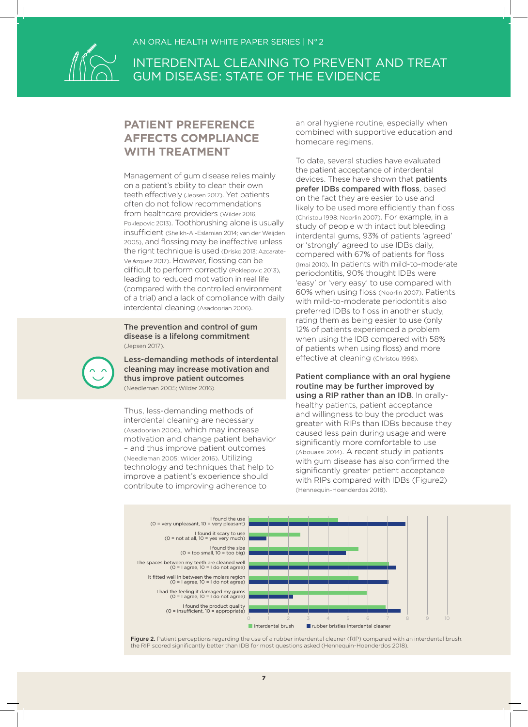## PATIENT PREFERENCE AFFECTS COMPLIANCE WITH TREATMENT

Management of gum disease relies mainly on a patient's ability to clean their own teeth effectively (Jepsen 2017). Yet patients often do not follow recommendations from healthcare providers (Wilder 2016; Poklepovic 2013). Toothbrushing alone is usually insufficient (Sheikh-Al-Eslamian 2014; van der Weijden 2005), and flossing may be ineffective unless the right technique is used (Drisko 2013; Azcarate-Velázquez 2017). However, flossing can be difficult to perform correctly (Poklepovic 2013), leading to reduced motivation in real life (compared with the controlled environment of a trial) and a lack of compliance with daily interdental cleaning (Asadoorian 2006).

**The prevention and control of gum disease is a lifelong commitment** (Jepsen 2017).

**Less-demanding methods of interdental cleaning may increase motivation and thus improve patient outcomes** (Needleman 2005; Wilder 2016).

Thus, less-demanding methods of interdental cleaning are necessary (Asadoorian 2006), which may increase motivation and change patient behavior – and thus improve patient outcomes (Needleman 2005; Wilder 2016). Utilizing technology and techniques that help to improve a patient's experience should contribute to improving adherence to an oral hygiene routine, especially when combined with supportive education and homecare regimens.

To date, several studies have evaluated the patient acceptance of interdental devices. These have shown that **patients prefer IDBs compared with floss**, based on the fact they are easier to use and likely to be used more efficiently than floss (Christou 1998; Noorlin 2007). For example, in a study of people with intact but bleeding interdental gums, 93% of patients 'agreed' or 'strongly' agreed to use IDBs daily, compared with 67% of patients for floss (Imai 2010). In patients with mild-to-moderate periodontitis, 90% thought IDBs were 'easy' or 'very easy' to use compared with 60% when using floss (Noorlin 2007). Patients with mild-to-moderate periodontitis also preferred IDBs to floss in another study, rating them as being easier to use (only 12% of patients experienced a problem when using the IDB compared with 58% of patients when using floss) and more effective at cleaning (Christou 1998).

**Patient compliance with an oral hygiene routine may be further improved by using a RIP rather than an IDB**. In orally-healthy patients, patient acceptance and willingness to buy the product was greater with RIPs than IDBs because they caused less pain during usage and were significantly more comfortable to use (Abouassi 2014). A recent study in patients with gum disease has also confirmed the significantly greater patient acceptance with RIPs compared with IDBs (Figure2) (Hennequin-Hoenderdos 2018).

**Figure 2.** Patient perceptions regarding the use of a rubber interdental cleaner (RIP) compared with an interdental brush: the RIP scored significantly better than IDB for most questions asked (Hennequin-Hoenderdos 2018).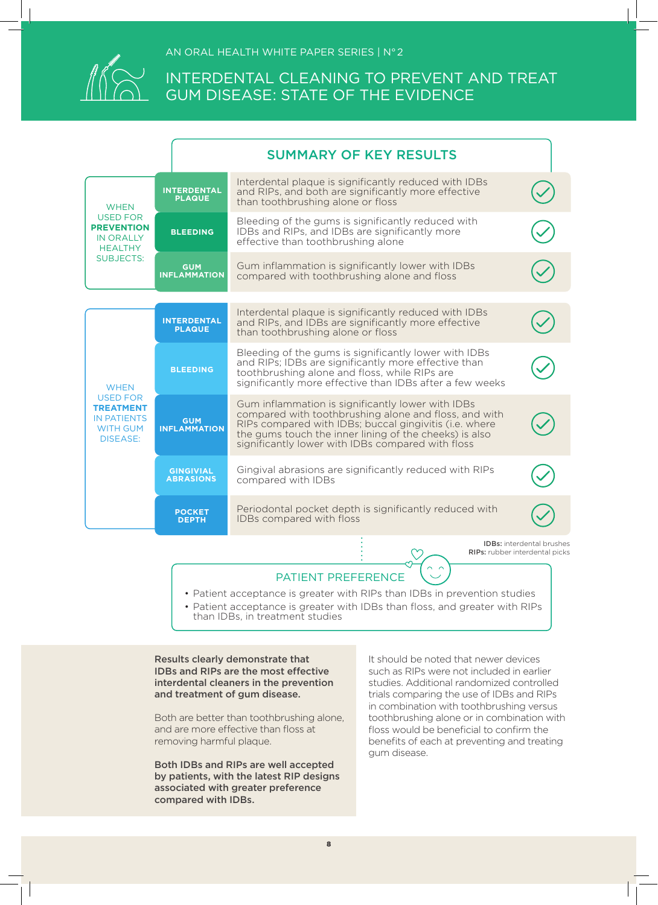AN ORAL HEALTH WHITE PAPER SERIES | N° 2

# INTERDENTAL CLEANING TO PREVENT AND TREAT GUM DISEASE: STATE OF THE EVIDENCE

## SUMMARY OF KEY RESULTS

| | | Result | |
|---|---|---|---|
| WHEN USED FOR **PREVENTION** IN ORALLY HEALTHY SUBJECTS: | **INTERDENTAL PLAQUE** | Interdental plaque is significantly reduced with IDBs and RIPs, and both are significantly more effective than toothbrushing alone or floss | ✓ |
| | **BLEEDING** | Bleeding of the gums is significantly reduced with IDBs and RIPs, and IDBs are significantly more effective than toothbrushing alone | ✓ |
| | **GUM INFLAMMATION** | Gum inflammation is significantly lower with IDBs compared with toothbrushing alone and floss | ✓ |
| WHEN USED FOR **TREATMENT** IN PATIENTS WITH GUM DISEASE: | **INTERDENTAL PLAQUE** | Interdental plaque is significantly reduced with IDBs and RIPs, and IDBs are significantly more effective than toothbrushing alone or floss | ✓ |
| | **BLEEDING** | Bleeding of the gums is significantly lower with IDBs and RIPs; IDBs are significantly more effective than toothbrushing alone and floss, while RIPs are significantly more effective than IDBs after a few weeks | ✓ |
| | **GUM INFLAMMATION** | Gum inflammation is significantly lower with IDBs compared with toothbrushing alone and floss, and with RIPs compared with IDBs; buccal gingivitis (i.e. where the gums touch the inner lining of the cheeks) is also significantly lower with IDBs compared with floss | ✓ |
| | **GINGIVIAL ABRASIONS** | Gingival abrasions are significantly reduced with RIPs compared with IDBs | ✓ |
| | **POCKET DEPTH** | Periodontal pocket depth is significantly reduced with IDBs compared with floss | ✓ |

**IDBs:** interdental brushes
**RIPs:** rubber interdental picks

### PATIENT PREFERENCE

- Patient acceptance is greater with RIPs than IDBs in prevention studies
- Patient acceptance is greater with IDBs than floss, and greater with RIPs than IDBs, in treatment studies

**Results clearly demonstrate that IDBs and RIPs are the most effective interdental cleaners in the prevention and treatment of gum disease.**

Both are better than toothbrushing alone, and are more effective than floss at removing harmful plaque.

**Both IDBs and RIPs are well accepted by patients, with the latest RIP designs associated with greater preference compared with IDBs.**

It should be noted that newer devices such as RIPs were not included in earlier studies. Additional randomized controlled trials comparing the use of IDBs and RIPs in combination with toothbrushing versus toothbrushing alone or in combination with floss would be beneficial to confirm the benefits of each at preventing and treating gum disease.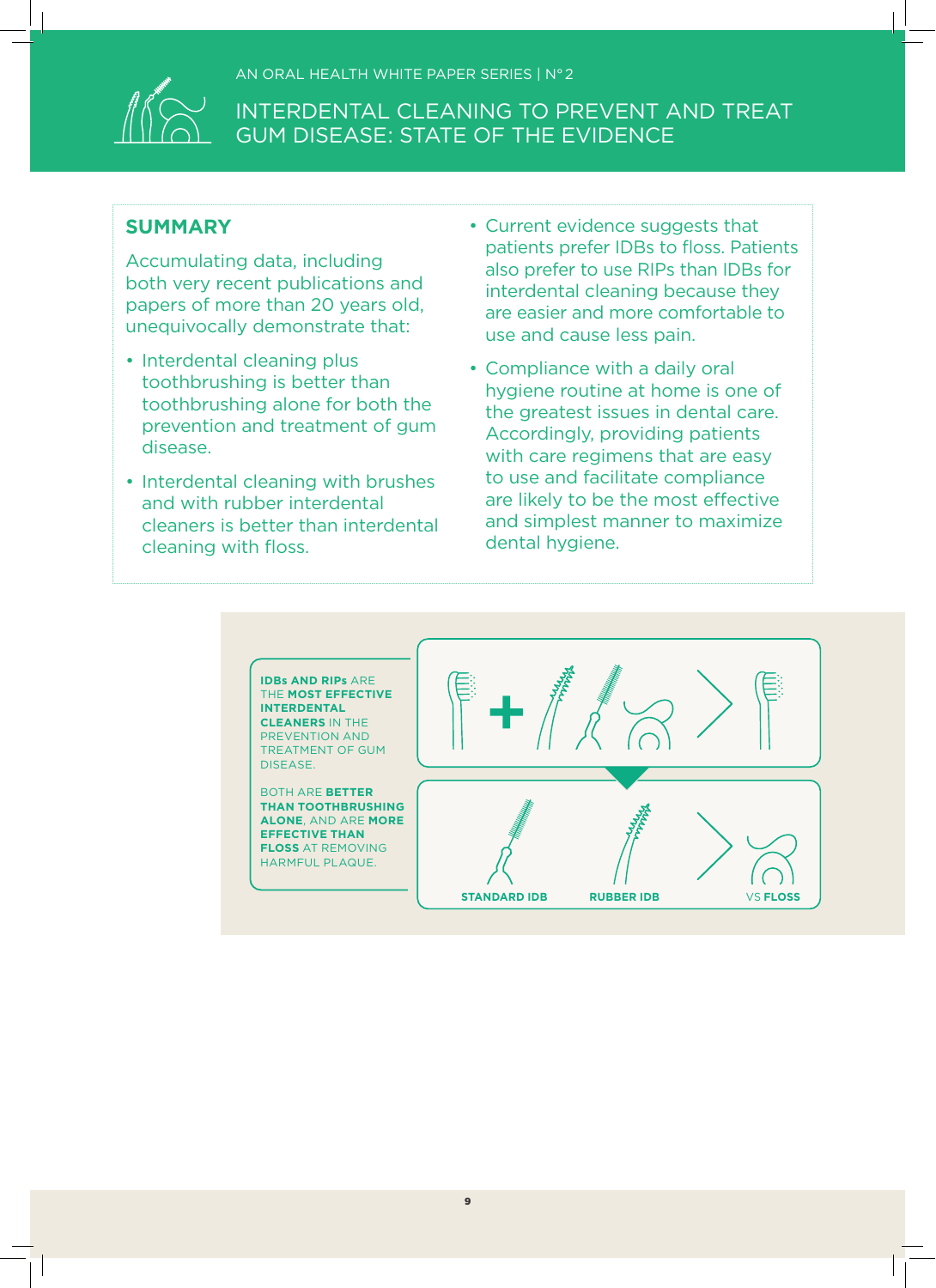AN ORAL HEALTH WHITE PAPER SERIES | N° 2

INTERDENTAL CLEANING TO PREVENT AND TREAT GUM DISEASE: STATE OF THE EVIDENCE

## SUMMARY

Accumulating data, including both very recent publications and papers of more than 20 years old, unequivocally demonstrate that:

- Interdental cleaning plus toothbrushing is better than toothbrushing alone for both the prevention and treatment of gum disease.
- Interdental cleaning with brushes and with rubber interdental cleaners is better than interdental cleaning with floss.
- Current evidence suggests that patients prefer IDBs to floss. Patients also prefer to use RIPs than IDBs for interdental cleaning because they are easier and more comfortable to use and cause less pain.
- Compliance with a daily oral hygiene routine at home is one of the greatest issues in dental care. Accordingly, providing patients with care regimens that are easy to use and facilitate compliance are likely to be the most effective and simplest manner to maximize dental hygiene.

**IDBs AND RIPs** ARE THE **MOST EFFECTIVE INTERDENTAL CLEANERS** IN THE PREVENTION AND TREATMENT OF GUM DISEASE.

BOTH ARE **BETTER THAN TOOTHBRUSHING ALONE**, AND ARE **MORE EFFECTIVE THAN FLOSS** AT REMOVING HARMFUL PLAQUE.

**STANDARD IDB** **RUBBER IDB** VS **FLOSS**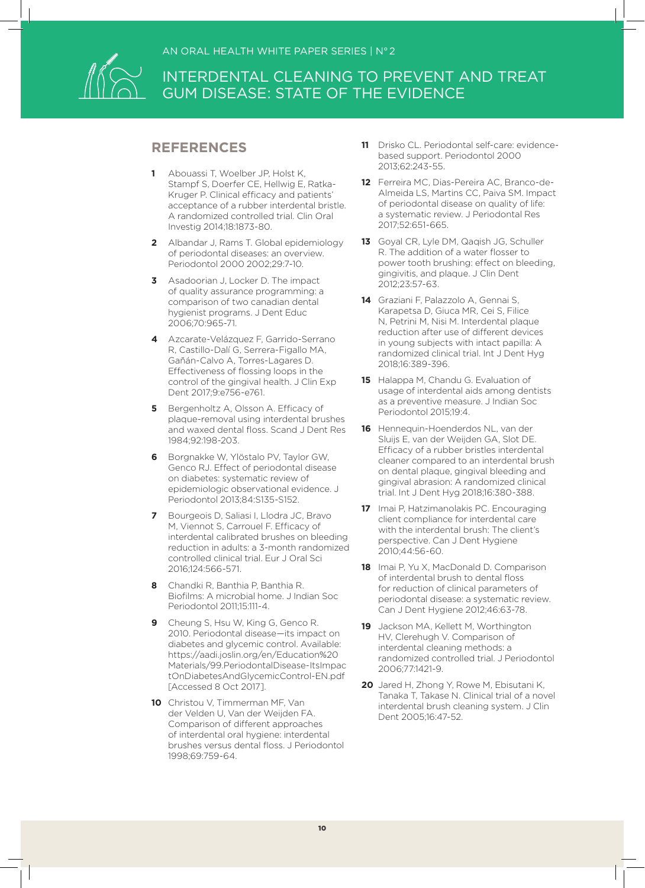## REFERENCES

1. Abouassi T, Woelber JP, Holst K, Stampf S, Doerfer CE, Hellwig E, Ratka-Kruger P. Clinical efficacy and patients' acceptance of a rubber interdental bristle. A randomized controlled trial. Clin Oral Investig 2014;18:1873-80.
2. Albandar J, Rams T. Global epidemiology of periodontal diseases: an overview. Periodontol 2000 2002;29:7-10.
3. Asadoorian J, Locker D. The impact of quality assurance programming: a comparison of two canadian dental hygienist programs. J Dent Educ 2006;70:965-71.
4. Azcarate-Velázquez F, Garrido-Serrano R, Castillo-Dalí G, Serrera-Figallo MA, Gañán-Calvo A, Torres-Lagares D. Effectiveness of flossing loops in the control of the gingival health. J Clin Exp Dent 2017;9:e756-e761.
5. Bergenholtz A, Olsson A. Efficacy of plaque-removal using interdental brushes and waxed dental floss. Scand J Dent Res 1984;92:198-203.
6. Borgnakke W, Ylöstalo PV, Taylor GW, Genco RJ. Effect of periodontal disease on diabetes: systematic review of epidemiologic observational evidence. J Periodontol 2013;84:S135-S152.
7. Bourgeois D, Saliasi I, Llodra JC, Bravo M, Viennot S, Carrouel F. Efficacy of interdental calibrated brushes on bleeding reduction in adults: a 3-month randomized controlled clinical trial. Eur J Oral Sci 2016;124:566-571.
8. Chandki R, Banthia P, Banthia R. Biofilms: A microbial home. J Indian Soc Periodontol 2011;15:111-4.
9. Cheung S, Hsu W, King G, Genco R. 2010. Periodontal disease—its impact on diabetes and glycemic control. Available: https://aadi.joslin.org/en/Education%20Materials/99.PeriodontalDisease-ItsImpactOnDiabetesAndGlycemicControl-EN.pdf [Accessed 8 Oct 2017].
10. Christou V, Timmerman MF, Van der Velden U, Van der Weijden FA. Comparison of different approaches of interdental oral hygiene: interdental brushes versus dental floss. J Periodontol 1998;69:759-64.
11. Drisko CL. Periodontal self-care: evidence-based support. Periodontol 2000 2013;62:243-55.
12. Ferreira MC, Dias-Pereira AC, Branco-de-Almeida LS, Martins CC, Paiva SM. Impact of periodontal disease on quality of life: a systematic review. J Periodontal Res 2017;52:651-665.
13. Goyal CR, Lyle DM, Qaqish JG, Schuller R. The addition of a water flosser to power tooth brushing: effect on bleeding, gingivitis, and plaque. J Clin Dent 2012;23:57-63.
14. Graziani F, Palazzolo A, Gennai S, Karapetsa D, Giuca MR, Cei S, Filice N, Petrini M, Nisi M. Interdental plaque reduction after use of different devices in young subjects with intact papilla: A randomized clinical trial. Int J Dent Hyg 2018;16:389-396.
15. Halappa M, Chandu G. Evaluation of usage of interdental aids among dentists as a preventive measure. J Indian Soc Periodontol 2015;19:4.
16. Hennequin-Hoenderdos NL, van der Sluijs E, van der Weijden GA, Slot DE. Efficacy of a rubber bristles interdental cleaner compared to an interdental brush on dental plaque, gingival bleeding and gingival abrasion: A randomized clinical trial. Int J Dent Hyg 2018;16:380-388.
17. Imai P, Hatzimanolakis PC. Encouraging client compliance for interdental care with the interdental brush: The client's perspective. Can J Dent Hygiene 2010;44:56-60.
18. Imai P, Yu X, MacDonald D. Comparison of interdental brush to dental floss for reduction of clinical parameters of periodontal disease: a systematic review. Can J Dent Hygiene 2012;46:63-78.
19. Jackson MA, Kellett M, Worthington HV, Clerehugh V. Comparison of interdental cleaning methods: a randomized controlled trial. J Periodontol 2006;77:1421-9.
20. Jared H, Zhong Y, Rowe M, Ebisutani K, Tanaka T, Takase N. Clinical trial of a novel interdental brush cleaning system. J Clin Dent 2005;16:47-52.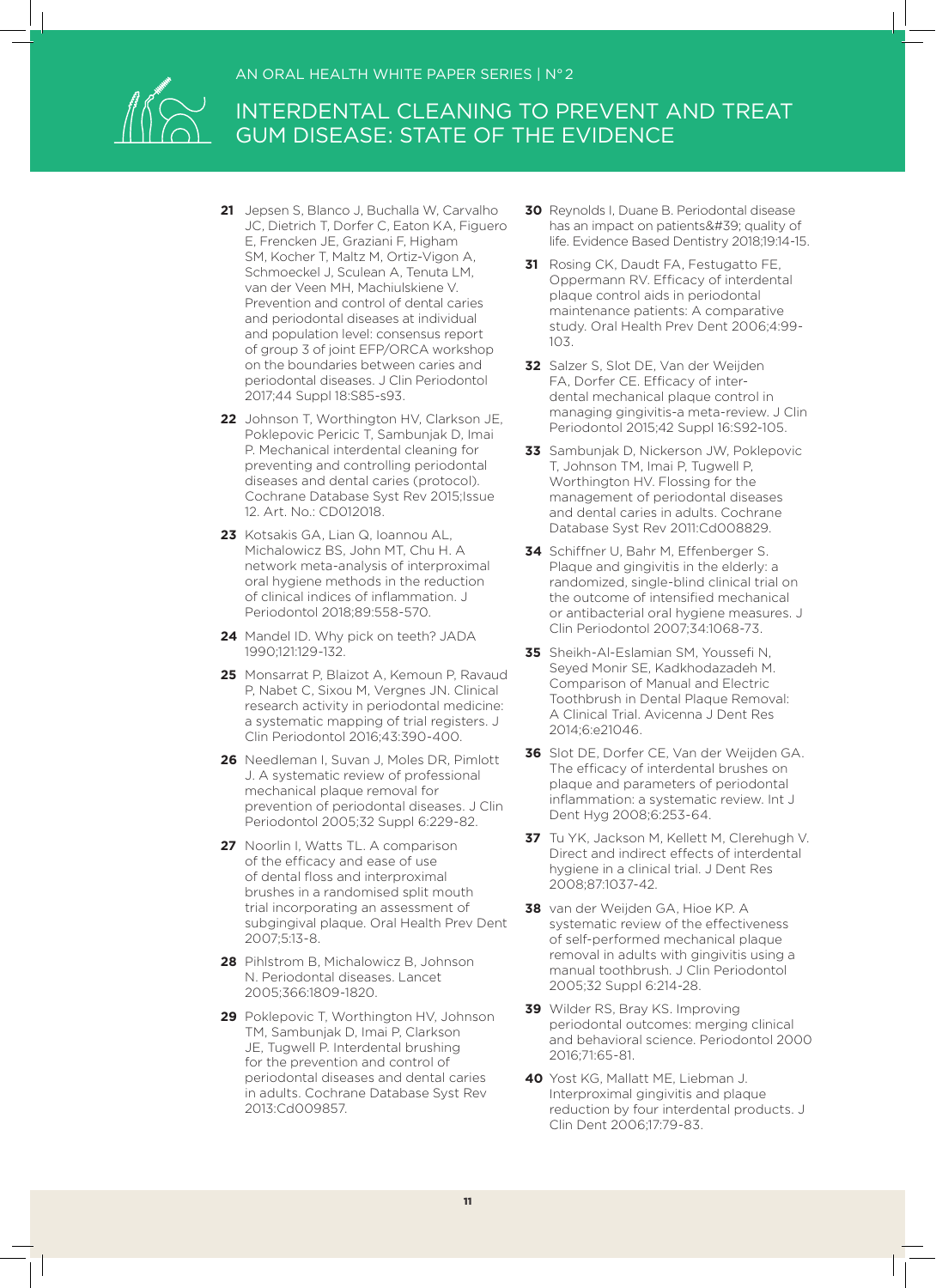21. Jepsen S, Blanco J, Buchalla W, Carvalho JC, Dietrich T, Dorfer C, Eaton KA, Figuero E, Frencken JE, Graziani F, Higham SM, Kocher T, Maltz M, Ortiz-Vigon A, Schmoeckel J, Sculean A, Tenuta LM, van der Veen MH, Machiulskiene V. Prevention and control of dental caries and periodontal diseases at individual and population level: consensus report of group 3 of joint EFP/ORCA workshop on the boundaries between caries and periodontal diseases. J Clin Periodontol 2017;44 Suppl 18:S85-s93.

22. Johnson T, Worthington HV, Clarkson JE, Poklepovic Pericic T, Sambunjak D, Imai P. Mechanical interdental cleaning for preventing and controlling periodontal diseases and dental caries (protocol). Cochrane Database Syst Rev 2015;Issue 12. Art. No.: CD012018.

23. Kotsakis GA, Lian Q, Ioannou AL, Michalowicz BS, John MT, Chu H. A network meta-analysis of interproximal oral hygiene methods in the reduction of clinical indices of inflammation. J Periodontol 2018;89:558-570.

24. Mandel ID. Why pick on teeth? JADA 1990;121:129-132.

25. Monsarrat P, Blaizot A, Kemoun P, Ravaud P, Nabet C, Sixou M, Vergnes JN. Clinical research activity in periodontal medicine: a systematic mapping of trial registers. J Clin Periodontol 2016;43:390-400.

26. Needleman I, Suvan J, Moles DR, Pimlott J. A systematic review of professional mechanical plaque removal for prevention of periodontal diseases. J Clin Periodontol 2005;32 Suppl 6:229-82.

27. Noorlin I, Watts TL. A comparison of the efficacy and ease of use of dental floss and interproximal brushes in a randomised split mouth trial incorporating an assessment of subgingival plaque. Oral Health Prev Dent 2007;5:13-8.

28. Pihlstrom B, Michalowicz B, Johnson N. Periodontal diseases. Lancet 2005;366:1809-1820.

29. Poklepovic T, Worthington HV, Johnson TM, Sambunjak D, Imai P, Clarkson JE, Tugwell P. Interdental brushing for the prevention and control of periodontal diseases and dental caries in adults. Cochrane Database Syst Rev 2013:Cd009857.

30. Reynolds I, Duane B. Periodontal disease has an impact on patients&#39; quality of life. Evidence Based Dentistry 2018;19:14-15.

31. Rosing CK, Daudt FA, Festugatto FE, Oppermann RV. Efficacy of interdental plaque control aids in periodontal maintenance patients: A comparative study. Oral Health Prev Dent 2006;4:99-103.

32. Salzer S, Slot DE, Van der Weijden FA, Dorfer CE. Efficacy of inter-dental mechanical plaque control in managing gingivitis-a meta-review. J Clin Periodontol 2015;42 Suppl 16:S92-105.

33. Sambunjak D, Nickerson JW, Poklepovic T, Johnson TM, Imai P, Tugwell P, Worthington HV. Flossing for the management of periodontal diseases and dental caries in adults. Cochrane Database Syst Rev 2011:Cd008829.

34. Schiffner U, Bahr M, Effenberger S. Plaque and gingivitis in the elderly: a randomized, single-blind clinical trial on the outcome of intensified mechanical or antibacterial oral hygiene measures. J Clin Periodontol 2007;34:1068-73.

35. Sheikh-Al-Eslamian SM, Youssefi N, Seyed Monir SE, Kadkhodazadeh M. Comparison of Manual and Electric Toothbrush in Dental Plaque Removal: A Clinical Trial. Avicenna J Dent Res 2014;6:e21046.

36. Slot DE, Dorfer CE, Van der Weijden GA. The efficacy of interdental brushes on plaque and parameters of periodontal inflammation: a systematic review. Int J Dent Hyg 2008;6:253-64.

37. Tu YK, Jackson M, Kellett M, Clerehugh V. Direct and indirect effects of interdental hygiene in a clinical trial. J Dent Res 2008;87:1037-42.

38. van der Weijden GA, Hioe KP. A systematic review of the effectiveness of self-performed mechanical plaque removal in adults with gingivitis using a manual toothbrush. J Clin Periodontol 2005;32 Suppl 6:214-28.

39. Wilder RS, Bray KS. Improving periodontal outcomes: merging clinical and behavioral science. Periodontol 2000 2016;71:65-81.

40. Yost KG, Mallatt ME, Liebman J. Interproximal gingivitis and plaque reduction by four interdental products. J Clin Dent 2006;17:79-83.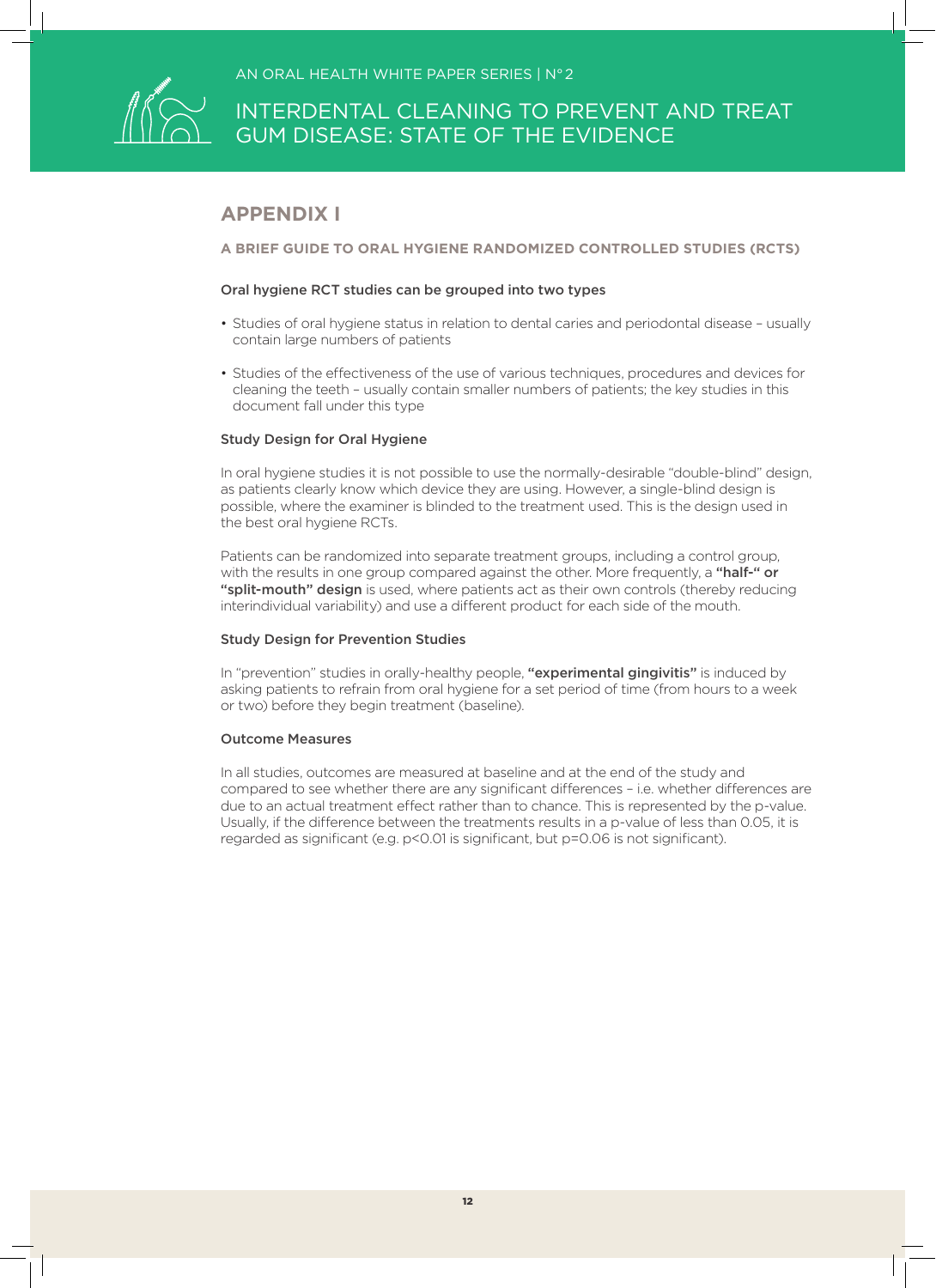# APPENDIX I

## A BRIEF GUIDE TO ORAL HYGIENE RANDOMIZED CONTROLLED STUDIES (RCTS)

### Oral hygiene RCT studies can be grouped into two types

- Studies of oral hygiene status in relation to dental caries and periodontal disease – usually contain large numbers of patients
- Studies of the effectiveness of the use of various techniques, procedures and devices for cleaning the teeth – usually contain smaller numbers of patients; the key studies in this document fall under this type

### Study Design for Oral Hygiene

In oral hygiene studies it is not possible to use the normally-desirable "double-blind" design, as patients clearly know which device they are using. However, a single-blind design is possible, where the examiner is blinded to the treatment used. This is the design used in the best oral hygiene RCTs.

Patients can be randomized into separate treatment groups, including a control group, with the results in one group compared against the other. More frequently, a **"half-" or "split-mouth" design** is used, where patients act as their own controls (thereby reducing interindividual variability) and use a different product for each side of the mouth.

### Study Design for Prevention Studies

In "prevention" studies in orally-healthy people, **"experimental gingivitis"** is induced by asking patients to refrain from oral hygiene for a set period of time (from hours to a week or two) before they begin treatment (baseline).

### Outcome Measures

In all studies, outcomes are measured at baseline and at the end of the study and compared to see whether there are any significant differences – i.e. whether differences are due to an actual treatment effect rather than to chance. This is represented by the p-value. Usually, if the difference between the treatments results in a p-value of less than 0.05, it is regarded as significant (e.g. $p<0.01$ is significant, but $p=0.06$ is not significant).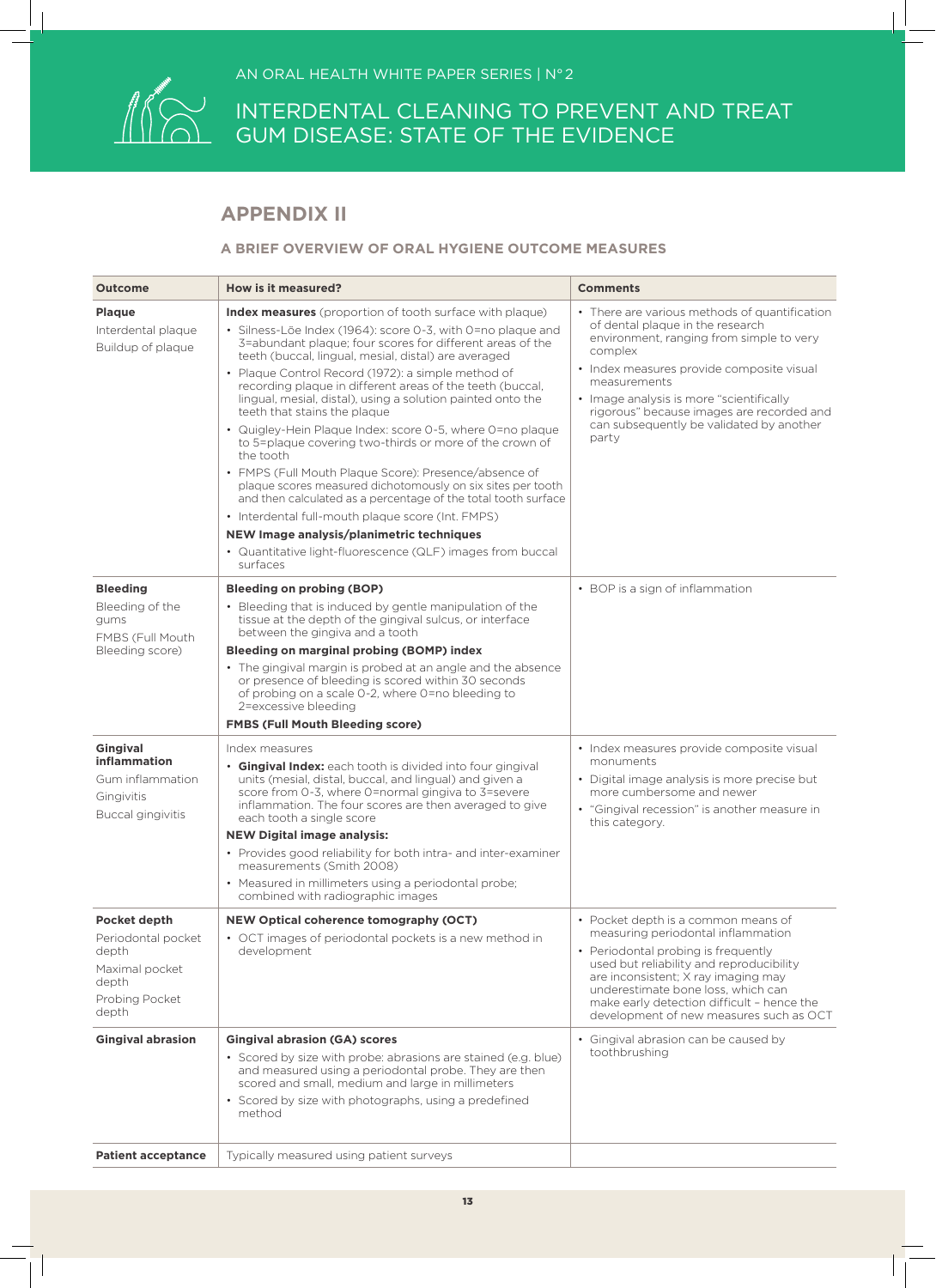## APPENDIX II

### A BRIEF OVERVIEW OF ORAL HYGIENE OUTCOME MEASURES

| Outcome | How is it measured? | Comments |
|---|---|---|
| **Plaque**<br>Interdental plaque<br>Buildup of plaque | **Index measures** (proportion of tooth surface with plaque)<br>• Silness-Löe Index (1964): score 0-3, with 0=no plaque and 3=abundant plaque; four scores for different areas of the teeth (buccal, lingual, mesial, distal) are averaged<br>• Plaque Control Record (1972): a simple method of recording plaque in different areas of the teeth (buccal, lingual, mesial, distal), using a solution painted onto the teeth that stains the plaque<br>• Quigley-Hein Plaque Index: score 0-5, where 0=no plaque to 5=plaque covering two-thirds or more of the crown of the tooth<br>• FMPS (Full Mouth Plaque Score): Presence/absence of plaque scores measured dichotomously on six sites per tooth and then calculated as a percentage of the total tooth surface<br>• Interdental full-mouth plaque score (Int. FMPS)<br>**NEW Image analysis/planimetric techniques**<br>• Quantitative light-fluorescence (QLF) images from buccal surfaces | • There are various methods of quantification of dental plaque in the research environment, ranging from simple to very complex<br>• Index measures provide composite visual measurements<br>• Image analysis is more "scientifically rigorous" because images are recorded and can subsequently be validated by another party |
| **Bleeding**<br>Bleeding of the gums<br>FMBS (Full Mouth Bleeding score) | **Bleeding on probing (BOP)**<br>• Bleeding that is induced by gentle manipulation of the tissue at the depth of the gingival sulcus, or interface between the gingiva and a tooth<br>**Bleeding on marginal probing (BOMP) index**<br>• The gingival margin is probed at an angle and the absence or presence of bleeding is scored within 30 seconds of probing on a scale 0-2, where 0=no bleeding to 2=excessive bleeding<br>**FMBS (Full Mouth Bleeding score)** | • BOP is a sign of inflammation |
| **Gingival inflammation**<br>Gum inflammation<br>Gingivitis<br>Buccal gingivitis | Index measures<br>• **Gingival Index:** each tooth is divided into four gingival units (mesial, distal, buccal, and lingual) and given a score from 0-3, where 0=normal gingiva to 3=severe inflammation. The four scores are then averaged to give each tooth a single score<br>**NEW Digital image analysis:**<br>• Provides good reliability for both intra- and inter-examiner measurements (Smith 2008)<br>• Measured in millimeters using a periodontal probe; combined with radiographic images | • Index measures provide composite visual monuments<br>• Digital image analysis is more precise but more cumbersome and newer<br>• "Gingival recession" is another measure in this category. |
| **Pocket depth**<br>Periodontal pocket depth<br>Maximal pocket depth<br>Probing Pocket depth | **NEW Optical coherence tomography (OCT)**<br>• OCT images of periodontal pockets is a new method in development | • Pocket depth is a common means of measuring periodontal inflammation<br>• Periodontal probing is frequently used but reliability and reproducibility are inconsistent; X ray imaging may underestimate bone loss, which can make early detection difficult – hence the development of new measures such as OCT |
| **Gingival abrasion** | **Gingival abrasion (GA) scores**<br>• Scored by size with probe: abrasions are stained (e.g. blue) and measured using a periodontal probe. They are then scored and small, medium and large in millimeters<br>• Scored by size with photographs, using a predefined method | • Gingival abrasion can be caused by toothbrushing |
| **Patient acceptance** | Typically measured using patient surveys | |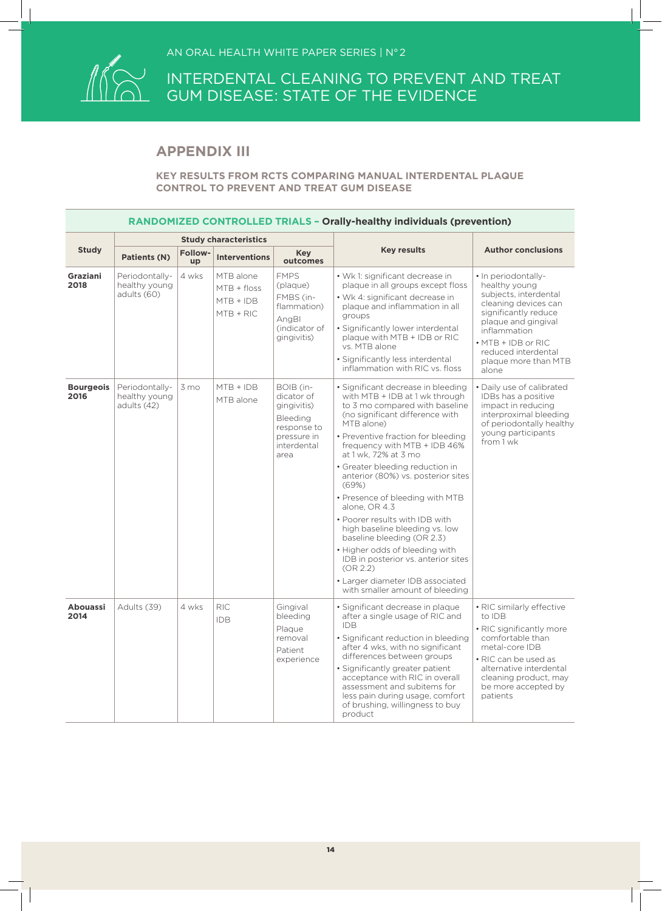## APPENDIX III

**KEY RESULTS FROM RCTS COMPARING MANUAL INTERDENTAL PLAQUE CONTROL TO PREVENT AND TREAT GUM DISEASE**

**RANDOMIZED CONTROLLED TRIALS – Orally-healthy individuals (prevention)**

| Study | Study characteristics | | | | Key results | Author conclusions |
|---|---|---|---|---|---|---|
| | Patients (N) | Follow-up | Interventions | Key outcomes | | |
| **Graziani 2018** | Periodontally-healthy young adults (60) | 4 wks | MTB alone<br>MTB + floss<br>MTB + IDB<br>MTB + RIC | FMPS (plaque)<br>FMBS (inflammation)<br>AngBI (indicator of gingivitis) | • Wk 1: significant decrease in plaque in all groups except floss<br>• Wk 4: significant decrease in plaque and inflammation in all groups<br>• Significantly lower interdental plaque with MTB + IDB or RIC vs. MTB alone<br>• Significantly less interdental inflammation with RIC vs. floss | • In periodontally-healthy young subjects, interdental cleaning devices can significantly reduce plaque and gingival inflammation<br>• MTB + IDB or RIC reduced interdental plaque more than MTB alone |
| **Bourgeois 2016** | Periodontally-healthy young adults (42) | 3 mo | MTB + IDB<br>MTB alone | BOIB (indicator of gingivitis)<br>Bleeding response to pressure in interdental area | • Significant decrease in bleeding with MTB + IDB at 1 wk through to 3 mo compared with baseline (no significant difference with MTB alone)<br>• Preventive fraction for bleeding frequency with MTB + IDB 46% at 1 wk, 72% at 3 mo<br>• Greater bleeding reduction in anterior (80%) vs. posterior sites (69%)<br>• Presence of bleeding with MTB alone, OR 4.3<br>• Poorer results with IDB with high baseline bleeding vs. low baseline bleeding (OR 2.3)<br>• Higher odds of bleeding with IDB in posterior vs. anterior sites (OR 2.2)<br>• Larger diameter IDB associated with smaller amount of bleeding | • Daily use of calibrated IDBs has a positive impact in reducing interproximal bleeding of periodontally healthy young participants from 1 wk |
| **Abouassi 2014** | Adults (39) | 4 wks | RIC<br>IDB | Gingival bleeding<br>Plaque removal<br>Patient experience | • Significant decrease in plaque after a single usage of RIC and IDB<br>• Significant reduction in bleeding after 4 wks, with no significant differences between groups<br>• Significantly greater patient acceptance with RIC in overall assessment and subitems for less pain during usage, comfort of brushing, willingness to buy product | • RIC similarly effective to IDB<br>• RIC significantly more comfortable than metal-core IDB<br>• RIC can be used as alternative interdental cleaning product, may be more accepted by patients |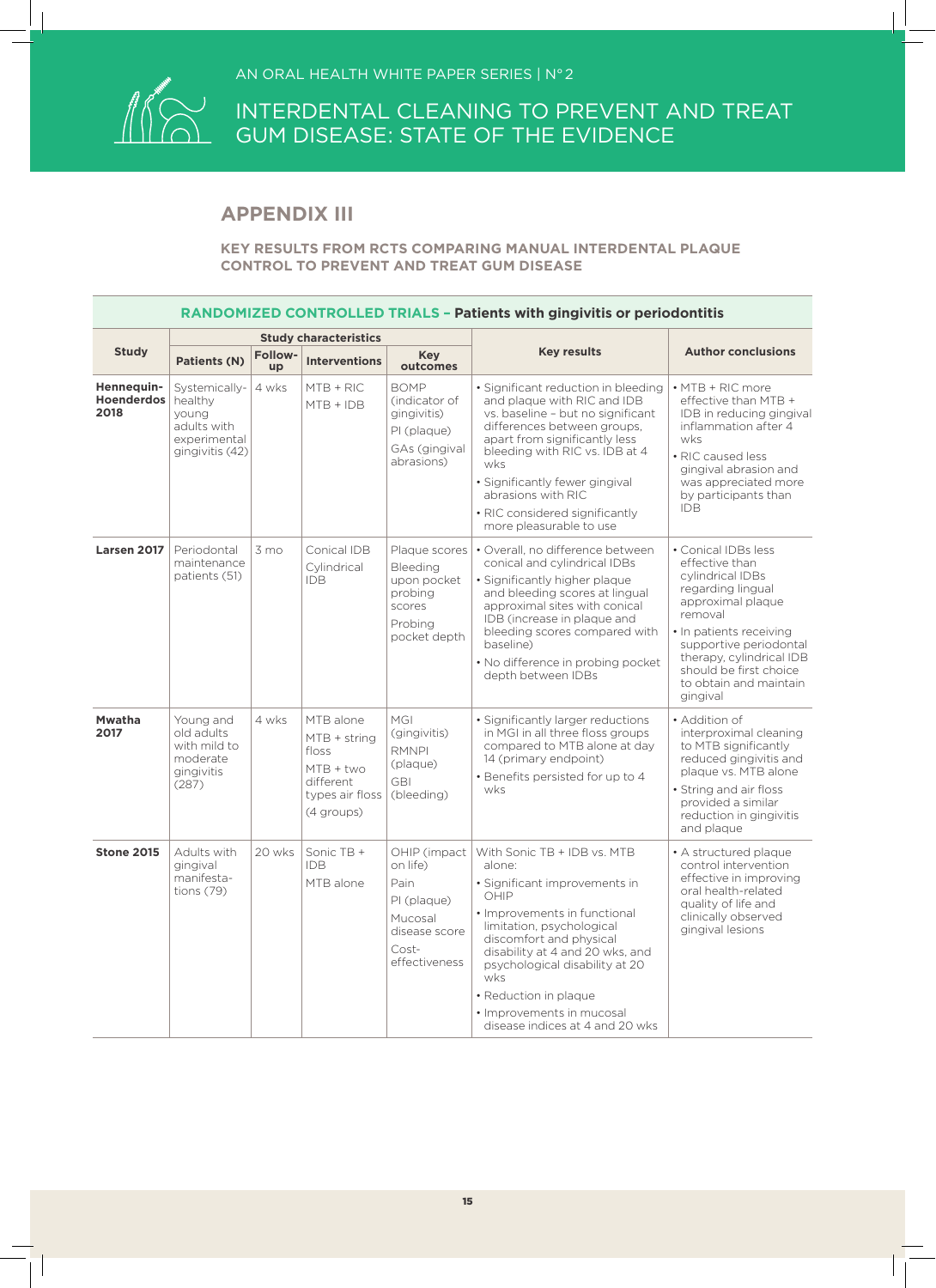## APPENDIX III

**KEY RESULTS FROM RCTS COMPARING MANUAL INTERDENTAL PLAQUE CONTROL TO PREVENT AND TREAT GUM DISEASE**

**RANDOMIZED CONTROLLED TRIALS – Patients with gingivitis or periodontitis**

| Study | Study characteristics | | | | Key results | Author conclusions |
|---|---|---|---|---|---|---|
| | Patients (N) | Follow-up | Interventions | Key outcomes | | |
| **Hennequin-Hoenderdos 2018** | Systemically-healthy young adults with experimental gingivitis (42) | 4 wks | MTB + RIC<br>MTB + IDB | BOMP (indicator of gingivitis)<br>PI (plaque)<br>GAs (gingival abrasions) | • Significant reduction in bleeding and plaque with RIC and IDB vs. baseline – but no significant differences between groups, apart from significantly less bleeding with RIC vs. IDB at 4 wks<br>• Significantly fewer gingival abrasions with RIC<br>• RIC considered significantly more pleasurable to use | • MTB + RIC more effective than MTB + IDB in reducing gingival inflammation after 4 wks<br>• RIC caused less gingival abrasion and was appreciated more by participants than IDB |
| **Larsen 2017** | Periodontal maintenance patients (51) | 3 mo | Conical IDB<br>Cylindrical IDB | Plaque scores<br>Bleeding upon pocket probing scores<br>Probing pocket depth | • Overall, no difference between conical and cylindrical IDBs<br>• Significantly higher plaque and bleeding scores at lingual approximal sites with conical IDB (increase in plaque and bleeding scores compared with baseline)<br>• No difference in probing pocket depth between IDBs | • Conical IDBs less effective than cylindrical IDBs regarding lingual approximal plaque removal<br>• In patients receiving supportive periodontal therapy, cylindrical IDB should be first choice to obtain and maintain gingival |
| **Mwatha 2017** | Young and old adults with mild to moderate gingivitis (287) | 4 wks | MTB alone<br>MTB + string floss<br>MTB + two different types air floss<br>(4 groups) | MGI (gingivitis)<br>RMNPI (plaque)<br>GBI (bleeding) | • Significantly larger reductions in MGI in all three floss groups compared to MTB alone at day 14 (primary endpoint)<br>• Benefits persisted for up to 4 wks | • Addition of interproximal cleaning to MTB significantly reduced gingivitis and plaque vs. MTB alone<br>• String and air floss provided a similar reduction in gingivitis and plaque |
| **Stone 2015** | Adults with gingival manifestations (79) | 20 wks | Sonic TB + IDB<br>MTB alone | OHIP (impact on life)<br>Pain<br>PI (plaque)<br>Mucosal disease score<br>Cost-effectiveness | With Sonic TB + IDB vs. MTB alone:<br>• Significant improvements in OHIP<br>• Improvements in functional limitation, psychological discomfort and physical disability at 4 and 20 wks, and psychological disability at 20 wks<br>• Reduction in plaque<br>• Improvements in mucosal disease indices at 4 and 20 wks | • A structured plaque control intervention effective in improving oral health-related quality of life and clinically observed gingival lesions |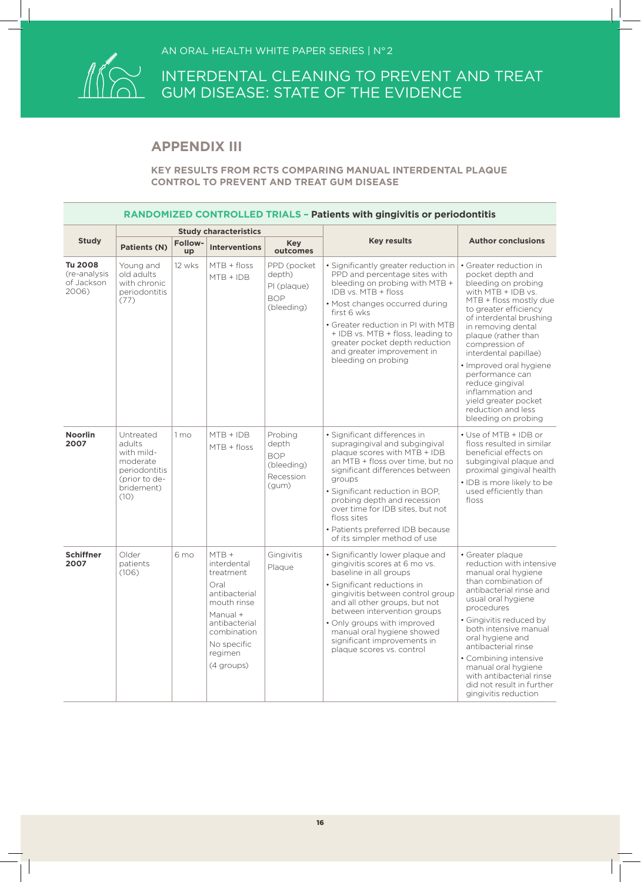## APPENDIX III

**KEY RESULTS FROM RCTS COMPARING MANUAL INTERDENTAL PLAQUE CONTROL TO PREVENT AND TREAT GUM DISEASE**

| RANDOMIZED CONTROLLED TRIALS – **Patients with gingivitis or periodontitis** | | | | | | |
|---|---|---|---|---|---|---|
| **Study** | **Study characteristics** | | | | **Key results** | **Author conclusions** |
| | **Patients (N)** | **Follow-up** | **Interventions** | **Key outcomes** | | |
| **Tu 2008** (re-analysis of Jackson 2006) | Young and old adults with chronic periodontitis (77) | 12 wks | MTB + floss<br>MTB + IDB | PPD (pocket depth)<br>PI (plaque)<br>BOP (bleeding) | • Significantly greater reduction in PPD and percentage sites with bleeding on probing with MTB + IDB vs. MTB + floss<br>• Most changes occurred during first 6 wks<br>• Greater reduction in PI with MTB + IDB vs. MTB + floss, leading to greater pocket depth reduction and greater improvement in bleeding on probing | • Greater reduction in pocket depth and bleeding on probing with MTB + IDB vs. MTB + floss mostly due to greater efficiency of interdental brushing in removing dental plaque (rather than compression of interdental papillae)<br>• Improved oral hygiene performance can reduce gingival inflammation and yield greater pocket reduction and less bleeding on probing |
| **Noorlin 2007** | Untreated adults with mild-moderate periodontitis (prior to de-bridement) (10) | 1 mo | MTB + IDB<br>MTB + floss | Probing depth<br>BOP (bleeding)<br>Recession (gum) | • Significant differences in supragingival and subgingival plaque scores with MTB + IDB an MTB + floss over time, but no significant differences between groups<br>• Significant reduction in BOP, probing depth and recession over time for IDB sites, but not floss sites<br>• Patients preferred IDB because of its simpler method of use | • Use of MTB + IDB or floss resulted in similar beneficial effects on subgingival plaque and proximal gingival health<br>• IDB is more likely to be used efficiently than floss |
| **Schiffner 2007** | Older patients (106) | 6 mo | MTB + interdental treatment<br>Oral antibacterial mouth rinse<br>Manual + antibacterial combination<br>No specific regimen<br>(4 groups) | Gingivitis<br>Plaque | • Significantly lower plaque and gingivitis scores at 6 mo vs. baseline in all groups<br>• Significant reductions in gingivitis between control group and all other groups, but not between intervention groups<br>• Only groups with improved manual oral hygiene showed significant improvements in plaque scores vs. control | • Greater plaque reduction with intensive manual oral hygiene than combination of antibacterial rinse and usual oral hygiene procedures<br>• Gingivitis reduced by both intensive manual oral hygiene and antibacterial rinse<br>• Combining intensive manual oral hygiene with antibacterial rinse did not result in further gingivitis reduction |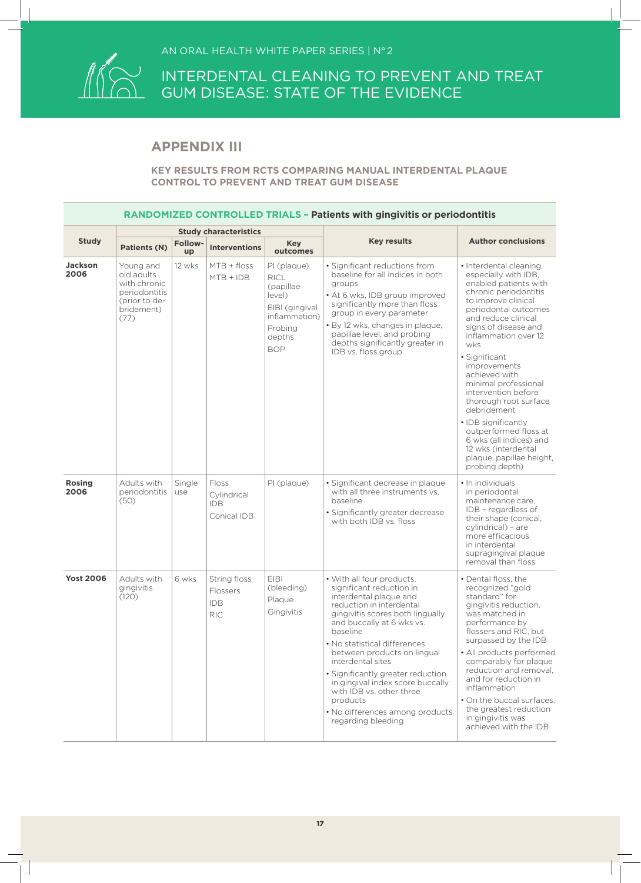## APPENDIX III

**KEY RESULTS FROM RCTS COMPARING MANUAL INTERDENTAL PLAQUE CONTROL TO PREVENT AND TREAT GUM DISEASE**

**RANDOMIZED CONTROLLED TRIALS – Patients with gingivitis or periodontitis**

| Study | Study characteristics | | | | Key results | Author conclusions |
|---|---|---|---|---|---|---|
| | Patients (N) | Follow-up | Interventions | Key outcomes | | |
| **Jackson 2006** | Young and old adults with chronic periodontitis (prior to de-bridement) (77) | 12 wks | MTB + floss<br>MTB + IDB | PI (plaque)<br>RICL (papillae level)<br>EIBI (gingival inflammation)<br>Probing depths<br>BOP | • Significant reductions from baseline for all indices in both groups<br>• At 6 wks, IDB group improved significantly more than floss group in every parameter<br>• By 12 wks, changes in plaque, papillae level, and probing depths significantly greater in IDB vs. floss group | • Interdental cleaning, especially with IDB, enabled patients with chronic periodontitis to improve clinical periodontal outcomes and reduce clinical signs of disease and inflammation over 12 wks<br>• Significant improvements achieved with minimal professional intervention before thorough root surface debridement<br>• IDB significantly outperformed floss at 6 wks (all indices) and 12 wks (interdental plaque, papillae height, probing depth) |
| **Rosing 2006** | Adults with periodontitis (50) | Single use | Floss<br>Cylindrical IDB<br>Conical IDB | PI (plaque) | • Significant decrease in plaque with all three instruments vs. baseline<br>• Significantly greater decrease with both IDB vs. floss | • In individuals in periodontal maintenance care, IDB – regardless of their shape (conical, cylindrical) – are more efficacious in interdental supragingival plaque removal than floss |
| **Yost 2006** | Adults with gingivitis (120) | 6 wks | String floss<br>Flossers<br>IDB<br>RIC | EIBI (bleeding)<br>Plaque<br>Gingivitis | • With all four products, significant reduction in interdental plaque and reduction in interdental gingivitis scores both lingually and buccally at 6 wks vs. baseline<br>• No statistical differences between products on lingual interdental sites<br>• Significantly greater reduction in gingival index score buccally with IDB vs. other three products<br>• No differences among products regarding bleeding | • Dental floss, the recognized "gold standard" for gingivitis reduction, was matched in performance by flossers and RIC, but surpassed by the IDB<br>• All products performed comparably for plaque reduction and removal, and for reduction in inflammation<br>• On the buccal surfaces, the greatest reduction in gingivitis was achieved with the IDB |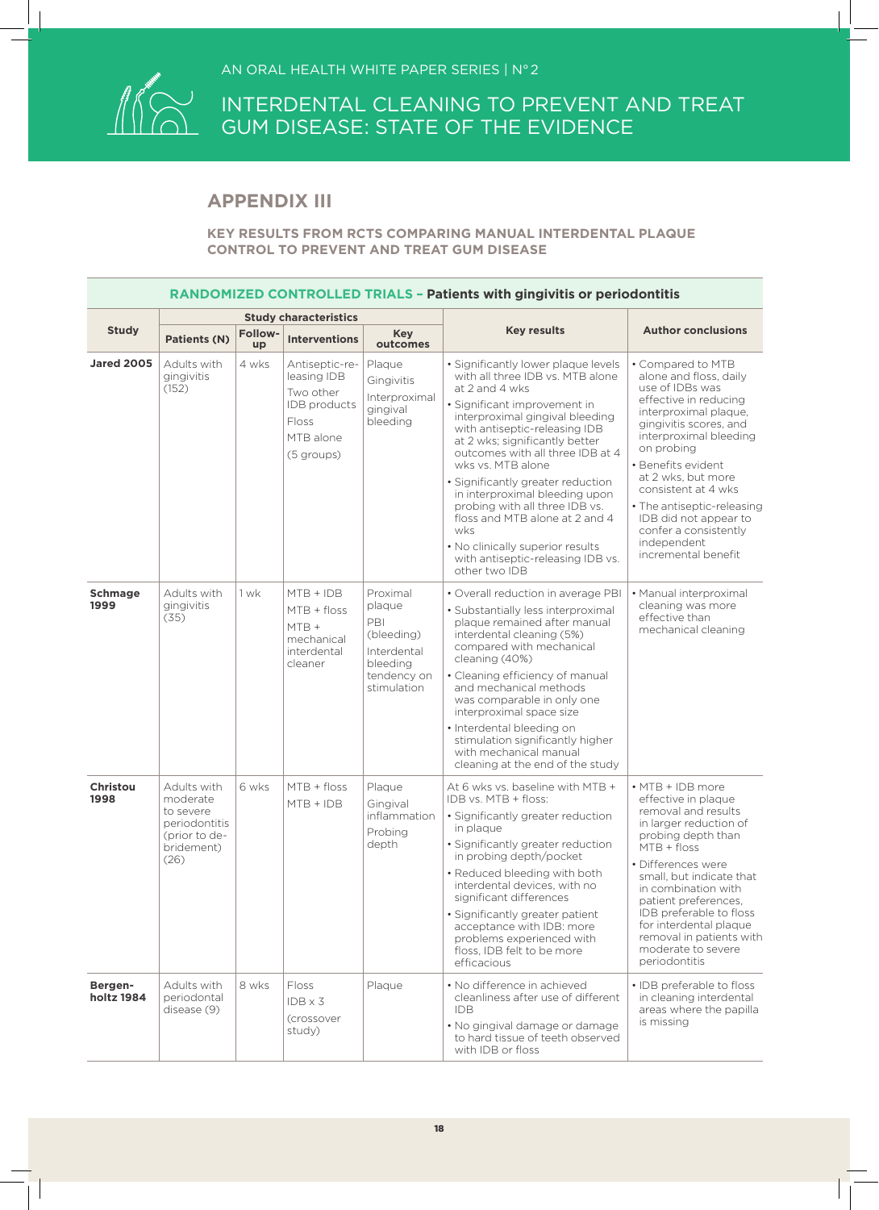## APPENDIX III

### KEY RESULTS FROM RCTS COMPARING MANUAL INTERDENTAL PLAQUE CONTROL TO PREVENT AND TREAT GUM DISEASE

**RANDOMIZED CONTROLLED TRIALS – Patients with gingivitis or periodontitis**

| Study | Study characteristics | | | | Key results | Author conclusions |
|---|---|---|---|---|---|---|
| | Patients (N) | Follow-up | Interventions | Key outcomes | | |
| **Jared 2005** | Adults with gingivitis (152) | 4 wks | Antiseptic-releasing IDB<br>Two other IDB products<br>Floss<br>MTB alone<br>(5 groups) | Plaque<br>Gingivitis<br>Interproximal gingival bleeding | • Significantly lower plaque levels with all three IDB vs. MTB alone at 2 and 4 wks<br>• Significant improvement in interproximal gingival bleeding with antiseptic-releasing IDB at 2 wks; significantly better outcomes with all three IDB at 4 wks vs. MTB alone<br>• Significantly greater reduction in interproximal bleeding upon probing with all three IDB vs. floss and MTB alone at 2 and 4 wks<br>• No clinically superior results with antiseptic-releasing IDB vs. other two IDB | • Compared to MTB alone and floss, daily use of IDBs was effective in reducing interproximal plaque, gingivitis scores, and interproximal bleeding on probing<br>• Benefits evident at 2 wks, but more consistent at 4 wks<br>• The antiseptic-releasing IDB did not appear to confer a consistently independent incremental benefit |
| **Schmage 1999** | Adults with gingivitis (35) | 1 wk | MTB + IDB<br>MTB + floss<br>MTB + mechanical interdental cleaner | Proximal plaque<br>PBI (bleeding)<br>Interdental bleeding tendency on stimulation | • Overall reduction in average PBI<br>• Substantially less interproximal plaque remained after manual interdental cleaning (5%) compared with mechanical cleaning (40%)<br>• Cleaning efficiency of manual and mechanical methods was comparable in only one interproximal space size<br>• Interdental bleeding on stimulation significantly higher with mechanical manual cleaning at the end of the study | • Manual interproximal cleaning was more effective than mechanical cleaning |
| **Christou 1998** | Adults with moderate to severe periodontitis (prior to debridement) (26) | 6 wks | MTB + floss<br>MTB + IDB | Plaque<br>Gingival inflammation<br>Probing depth | At 6 wks vs. baseline with MTB + IDB vs. MTB + floss:<br>• Significantly greater reduction in plaque<br>• Significantly greater reduction in probing depth/pocket<br>• Reduced bleeding with both interdental devices, with no significant differences<br>• Significantly greater patient acceptance with IDB: more problems experienced with floss, IDB felt to be more efficacious | • MTB + IDB more effective in plaque removal and results in larger reduction of probing depth than MTB + floss<br>• Differences were small, but indicate that in combination with patient preferences, IDB preferable to floss for interdental plaque removal in patients with moderate to severe periodontitis |
| **Bergenholtz 1984** | Adults with periodontal disease (9) | 8 wks | Floss<br>IDB x 3<br>(crossover study) | Plaque | • No difference in achieved cleanliness after use of different IDB<br>• No gingival damage or damage to hard tissue of teeth observed with IDB or floss | • IDB preferable to floss in cleaning interdental areas where the papilla is missing |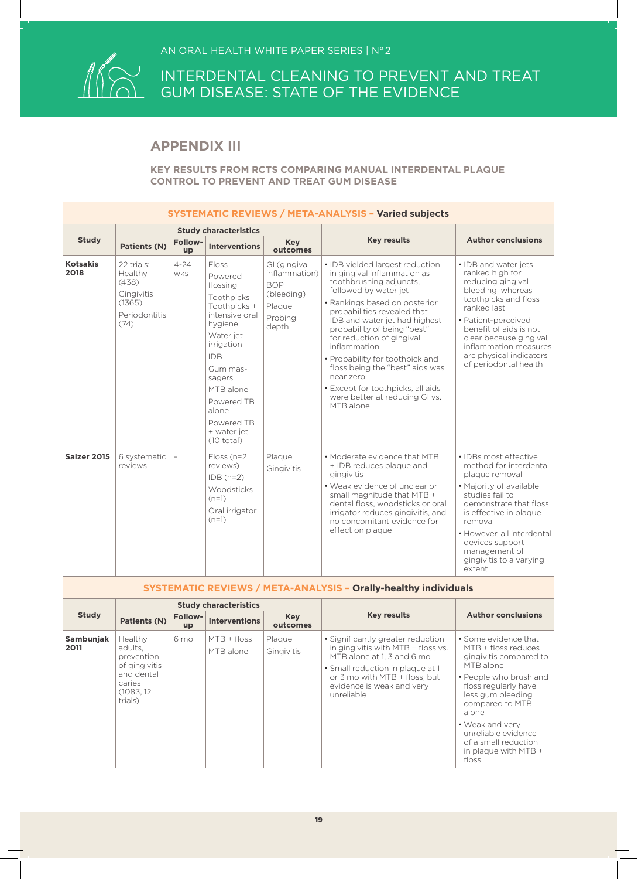## APPENDIX III

**KEY RESULTS FROM RCTS COMPARING MANUAL INTERDENTAL PLAQUE CONTROL TO PREVENT AND TREAT GUM DISEASE**

| SYSTEMATIC REVIEWS / META-ANALYSIS – Varied subjects | | | | | | |
|---|---|---|---|---|---|---|
| Study | Study characteristics | | | | Key results | Author conclusions |
| | Patients (N) | Follow-up | Interventions | Key outcomes | | |
| **Kotsakis 2018** | 22 trials: Healthy (438) Gingivitis (1365) Periodontitis (74) | 4-24 wks | Floss; Powered flossing; Toothpicks; Toothpicks + intensive oral hygiene; Water jet irrigation; IDB; Gum massagers; MTB alone; Powered TB alone; Powered TB + water jet (10 total) | GI (gingival inflammation); BOP (bleeding); Plaque; Probing depth | • IDB yielded largest reduction in gingival inflammation as toothbrushing adjuncts, followed by water jet<br>• Rankings based on posterior probabilities revealed that IDB and water jet had highest probability of being "best" for reduction of gingival inflammation<br>• Probability for toothpick and floss being the "best" aids was near zero<br>• Except for toothpicks, all aids were better at reducing GI vs. MTB alone | • IDB and water jets ranked high for reducing gingival bleeding, whereas toothpicks and floss ranked last<br>• Patient-perceived benefit of aids is not clear because gingival inflammation measures are physical indicators of periodontal health |
| **Salzer 2015** | 6 systematic reviews | – | Floss (n=2 reviews); IDB (n=2); Woodsticks (n=1); Oral irrigator (n=1) | Plaque; Gingivitis | • Moderate evidence that MTB + IDB reduces plaque and gingivitis<br>• Weak evidence of unclear or small magnitude that MTB + dental floss, woodsticks or oral irrigator reduces gingivitis, and no concomitant evidence for effect on plaque | • IDBs most effective method for interdental plaque removal<br>• Majority of available studies fail to demonstrate that floss is effective in plaque removal<br>• However, all interdental devices support management of gingivitis to a varying extent |

| SYSTEMATIC REVIEWS / META-ANALYSIS – Orally-healthy individuals | | | | | | |
|---|---|---|---|---|---|---|
| Study | Study characteristics | | | | Key results | Author conclusions |
| | Patients (N) | Follow-up | Interventions | Key outcomes | | |
| **Sambunjak 2011** | Healthy adults, prevention of gingivitis and dental caries (1083, 12 trials) | 6 mo | MTB + floss; MTB alone | Plaque; Gingivitis | • Significantly greater reduction in gingivitis with MTB + floss vs. MTB alone at 1, 3 and 6 mo<br>• Small reduction in plaque at 1 or 3 mo with MTB + floss, but evidence is weak and very unreliable | • Some evidence that MTB + floss reduces gingivitis compared to MTB alone<br>• People who brush and floss regularly have less gum bleeding compared to MTB alone<br>• Weak and very unreliable evidence of a small reduction in plaque with MTB + floss |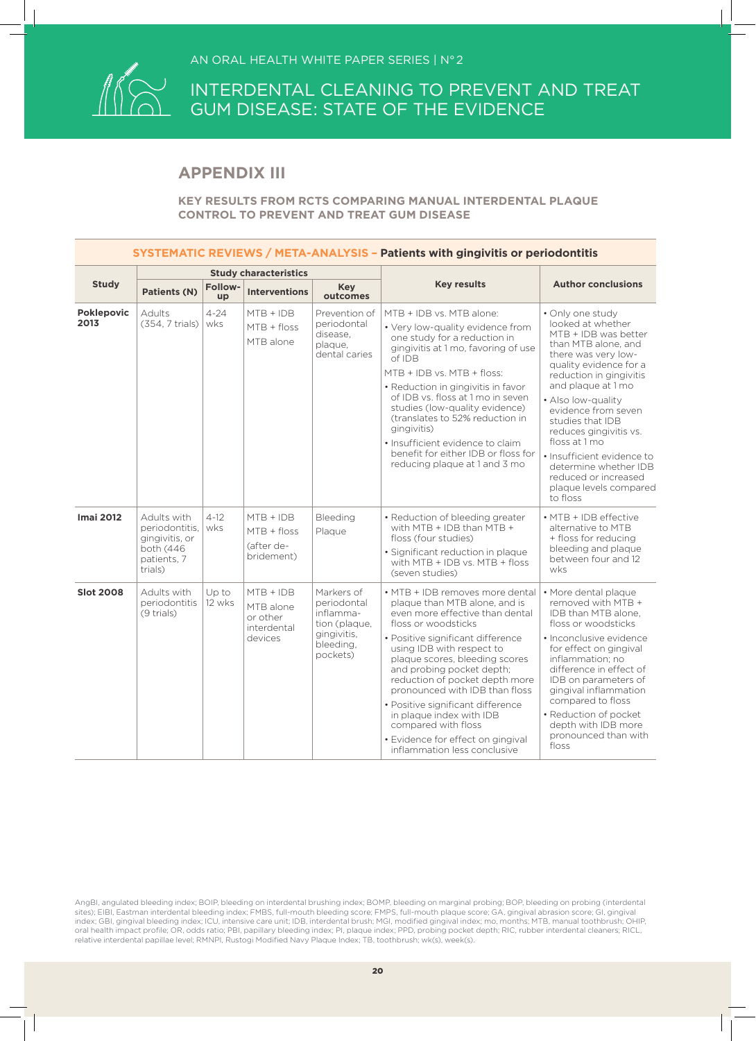## APPENDIX III

**KEY RESULTS FROM RCTS COMPARING MANUAL INTERDENTAL PLAQUE CONTROL TO PREVENT AND TREAT GUM DISEASE**

| SYSTEMATIC REVIEWS / META-ANALYSIS – Patients with gingivitis or periodontitis | | | | | | |
|---|---|---|---|---|---|---|
| Study | Study characteristics | | | | Key results | Author conclusions |
| | Patients (N) | Follow-up | Interventions | Key outcomes | | |
| **Poklepovic 2013** | Adults (354, 7 trials) | 4-24 wks | MTB + IDB<br>MTB + floss<br>MTB alone | Prevention of periodontal disease, plaque, dental caries | MTB + IDB vs. MTB alone:<br>• Very low-quality evidence from one study for a reduction in gingivitis at 1 mo, favoring of use of IDB<br>MTB + IDB vs. MTB + floss:<br>• Reduction in gingivitis in favor of IDB vs. floss at 1 mo in seven studies (low-quality evidence) (translates to 52% reduction in gingivitis)<br>• Insufficient evidence to claim benefit for either IDB or floss for reducing plaque at 1 and 3 mo | • Only one study looked at whether MTB + IDB was better than MTB alone, and there was very low-quality evidence for a reduction in gingivitis and plaque at 1 mo<br>• Also low-quality evidence from seven studies that IDB reduces gingivitis vs. floss at 1 mo<br>• Insufficient evidence to determine whether IDB reduced or increased plaque levels compared to floss |
| **Imai 2012** | Adults with periodontitis, gingivitis, or both (446 patients, 7 trials) | 4-12 wks | MTB + IDB<br>MTB + floss<br>(after de-bridement) | Bleeding<br>Plaque | • Reduction of bleeding greater with MTB + IDB than MTB + floss (four studies)<br>• Significant reduction in plaque with MTB + IDB vs. MTB + floss (seven studies) | • MTB + IDB effective alternative to MTB + floss for reducing bleeding and plaque between four and 12 wks |
| **Slot 2008** | Adults with periodontitis (9 trials) | Up to 12 wks | MTB + IDB<br>MTB alone or other interdental devices | Markers of periodontal inflamma-tion (plaque, gingivitis, bleeding, pockets) | • MTB + IDB removes more dental plaque than MTB alone, and is even more effective than dental floss or woodsticks<br>• Positive significant difference using IDB with respect to plaque scores, bleeding scores and probing pocket depth; reduction of pocket depth more pronounced with IDB than floss<br>• Positive significant difference in plaque index with IDB compared with floss<br>• Evidence for effect on gingival inflammation less conclusive | • More dental plaque removed with MTB + IDB than MTB alone, floss or woodsticks<br>• Inconclusive evidence for effect on gingival inflammation; no difference in effect of IDB on parameters of gingival inflammation compared to floss<br>• Reduction of pocket depth with IDB more pronounced than with floss |

AngBI, angulated bleeding index; BOIP, bleeding on interdental brushing index; BOMP, bleeding on marginal probing; BOP, bleeding on probing (interdental sites); EIBI, Eastman interdental bleeding index; FMBS, full-mouth bleeding score; FMPS, full-mouth plaque score; GA, gingival abrasion score; GI, gingival index; GBI, gingival bleeding index; ICU, intensive care unit; IDB, interdental brush; MGI, modified gingival index; mo, months; MTB, manual toothbrush; OHIP, oral health impact profile; OR, odds ratio; PBI, papillary bleeding index; PI, plaque index; PPD, probing pocket depth; RIC, rubber interdental cleaners; RICL, relative interdental papillae level; RMNPI, Rustogi Modified Navy Plaque Index; TB, toothbrush; wk(s), week(s).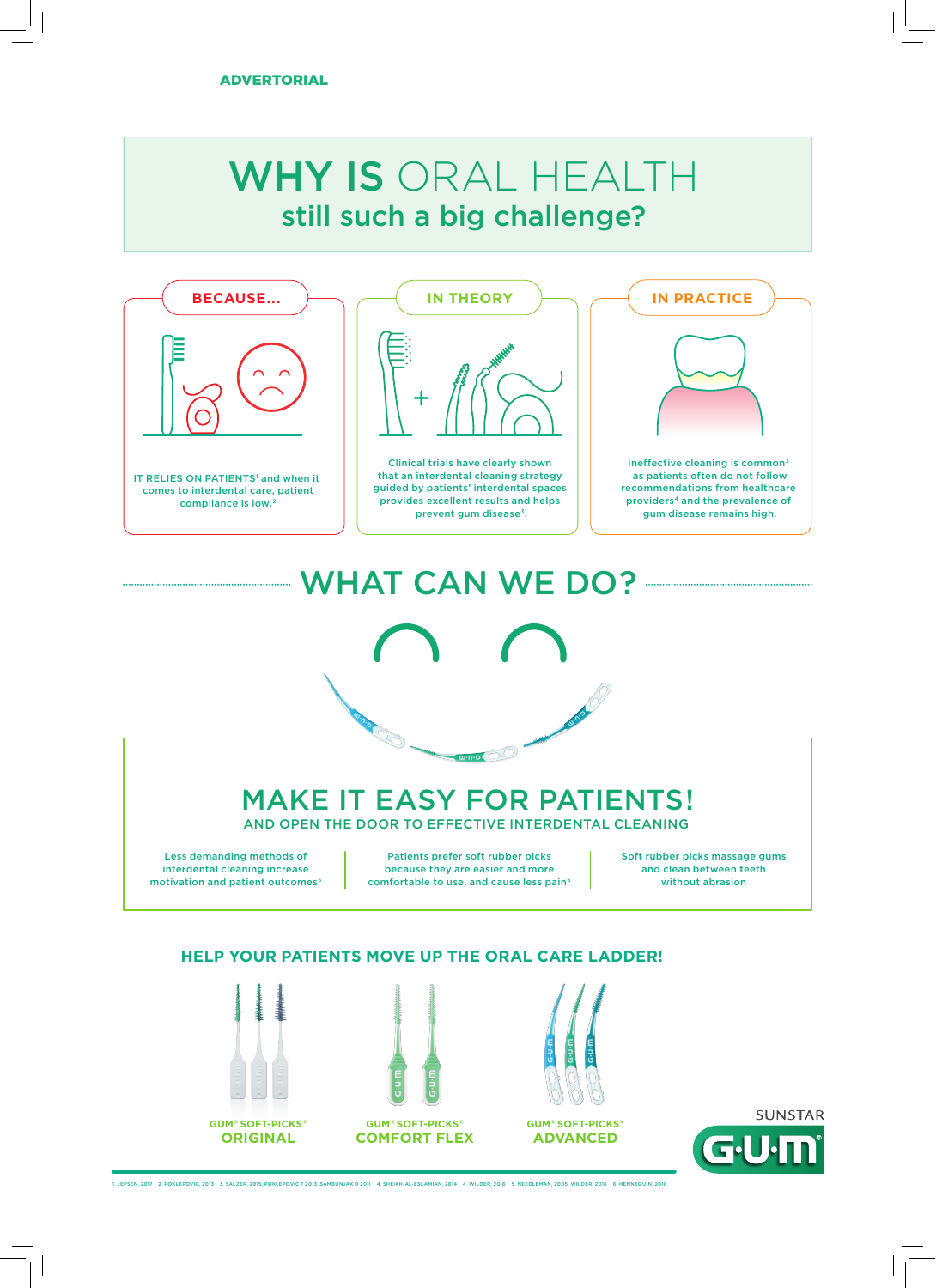ADVERTORIAL

# WHY IS ORAL HEALTH
## still such a big challenge?

### BECAUSE...

IT RELIES ON PATIENTS[1] and when it comes to interdental care, patient compliance is low.[2]

### IN THEORY

Clinical trials have clearly shown that an interdental cleaning strategy guided by patients' interdental spaces provides excellent results and helps prevent gum disease[3].

### IN PRACTICE

Ineffective cleaning is common[3] as patients often do not follow recommendations from healthcare providers[4] and the prevalence of gum disease remains high.

## WHAT CAN WE DO?

## MAKE IT EASY FOR PATIENTS!

AND OPEN THE DOOR TO EFFECTIVE INTERDENTAL CLEANING

Less demanding methods of interdental cleaning increase motivation and patient outcomes[5]

Patients prefer soft rubber picks because they are easier and more comfortable to use, and cause less pain[6]

Soft rubber picks massage gums and clean between teeth without abrasion

### HELP YOUR PATIENTS MOVE UP THE ORAL CARE LADDER!

GUM® SOFT-PICKS® **ORIGINAL**

GUM® SOFT-PICKS® **COMFORT FLEX**

GUM® SOFT-PICKS® **ADVANCED**

SUNSTAR G·U·M®

1. JEPSEN, 2017 2. POKLEPOVIC, 2013 3. SALZER, 2015; POKLEPOVIC T 2013; SAMBUNJAK D 2011 4. SHEIKH-AL-ESLAMIAN, 2014 4. WILDER, 2016 5. NEEDLEMAN, 2005; WILDER, 2016 6. HENNEQUIN, 2018